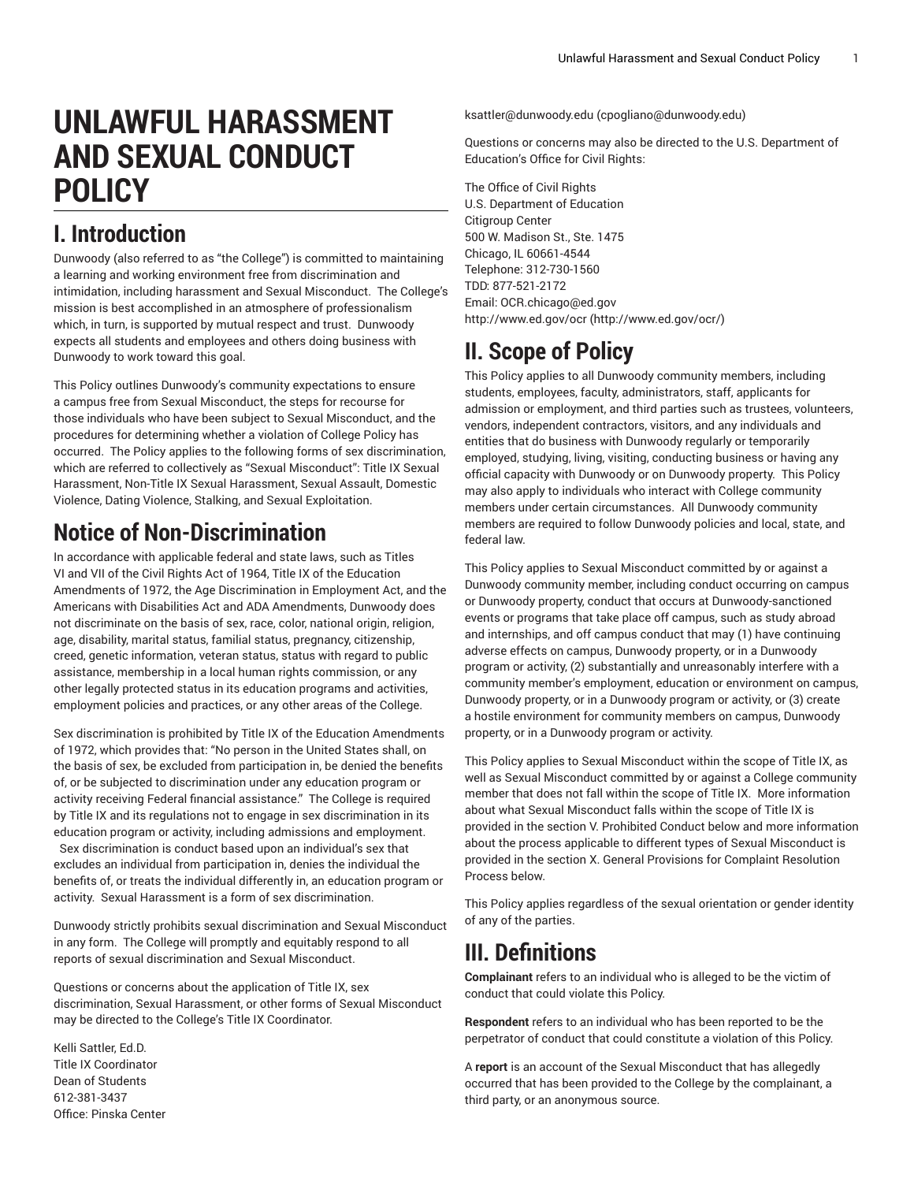# UNLAWFUL HARASSMENT AND SEXUAL CONDUCT POLICY

## I. Introduction

Dunwoody (also referred to as "the College") is committed to maintaining a learning and working environment free from discrimination and intimidation, including harassment and Sexual Misconduct. The College's mission is best accomplished in an atmosphere of professionalism which, in turn, is supported by mutual respect and trust. Dunwoody expects all students and employees and others doing business with Dunwoody to work toward this goal.

This Policy outlines Dunwoody's community expectations to ensure a campus free from Sexual Misconduct, the steps for recourse for those individuals who have been subject to Sexual Misconduct, and the procedures for determining whether a violation of College Policy has occurred. The Policy applies to the following forms of sex discrimination, which are referred to collectively as "Sexual Misconduct": Title IX Sexual Harassment, Non-Title IX Sexual Harassment, Sexual Assault, Domestic Violence, Dating Violence, Stalking, and Sexual Exploitation.

## Notice of Non-Discrimination

In accordance with applicable federal and state laws, such as Titles VI and VII of the Civil Rights Act of 1964, Title IX of the Education Amendments of 1972, the Age Discrimination in Employment Act, and the Americans with Disabilities Act and ADA Amendments, Dunwoody does not discriminate on the basis of sex, race, color, national origin, religion, age, disability, marital status, familial status, pregnancy, citizenship, creed, genetic information, veteran status, status with regard to public assistance, membership in a local human rights commission, or any other legally protected status in its education programs and activities, employment policies and practices, or any other areas of the College.

Sex discrimination is prohibited by Title IX of the Education Amendments of 1972, which provides that: "No person in the United States shall, on the basis of sex, be excluded from participation in, be denied the benefits of, or be subjected to discrimination under any education program or activity receiving Federal financial assistance." The College is required by Title IX and its regulations not to engage in sex discrimination in its education program or activity, including admissions and employment. Sex discrimination is conduct based upon an individual's sex that excludes an individual from participation in, denies the individual the benefits of, or treats the individual differently in, an education program or activity. Sexual Harassment is a form of sex discrimination.

Dunwoody strictly prohibits sexual discrimination and Sexual Misconduct in any form. The College will promptly and equitably respond to all reports of sexual discrimination and Sexual Misconduct.

Questions or concerns about the application of Title IX, sex discrimination, Sexual Harassment, or other forms of Sexual Misconduct may be directed to the College's Title IX Coordinator.

Kelli Sattler, Ed.D.
Title IX Coordinator
Dean of Students
612-381-3437
Office: Pinska Center
ksattler@dunwoody.edu (cpogliano@dunwoody.edu)

Questions or concerns may also be directed to the U.S. Department of Education's Office for Civil Rights:

The Office of Civil Rights
U.S. Department of Education
Citigroup Center
500 W. Madison St., Ste. 1475
Chicago, IL 60661-4544
Telephone: 312-730-1560
TDD: 877-521-2172
Email: OCR.chicago@ed.gov
http://www.ed.gov/ocr (http://www.ed.gov/ocr/)

## II. Scope of Policy

This Policy applies to all Dunwoody community members, including students, employees, faculty, administrators, staff, applicants for admission or employment, and third parties such as trustees, volunteers, vendors, independent contractors, visitors, and any individuals and entities that do business with Dunwoody regularly or temporarily employed, studying, living, visiting, conducting business or having any official capacity with Dunwoody or on Dunwoody property. This Policy may also apply to individuals who interact with College community members under certain circumstances. All Dunwoody community members are required to follow Dunwoody policies and local, state, and federal law.

This Policy applies to Sexual Misconduct committed by or against a Dunwoody community member, including conduct occurring on campus or Dunwoody property, conduct that occurs at Dunwoody-sanctioned events or programs that take place off campus, such as study abroad and internships, and off campus conduct that may (1) have continuing adverse effects on campus, Dunwoody property, or in a Dunwoody program or activity, (2) substantially and unreasonably interfere with a community member's employment, education or environment on campus, Dunwoody property, or in a Dunwoody program or activity, or (3) create a hostile environment for community members on campus, Dunwoody property, or in a Dunwoody program or activity.

This Policy applies to Sexual Misconduct within the scope of Title IX, as well as Sexual Misconduct committed by or against a College community member that does not fall within the scope of Title IX. More information about what Sexual Misconduct falls within the scope of Title IX is provided in the section V. Prohibited Conduct below and more information about the process applicable to different types of Sexual Misconduct is provided in the section X. General Provisions for Complaint Resolution Process below.

This Policy applies regardless of the sexual orientation or gender identity of any of the parties.

## III. Definitions

**Complainant** refers to an individual who is alleged to be the victim of conduct that could violate this Policy.

**Respondent** refers to an individual who has been reported to be the perpetrator of conduct that could constitute a violation of this Policy.

A **report** is an account of the Sexual Misconduct that has allegedly occurred that has been provided to the College by the complainant, a third party, or an anonymous source.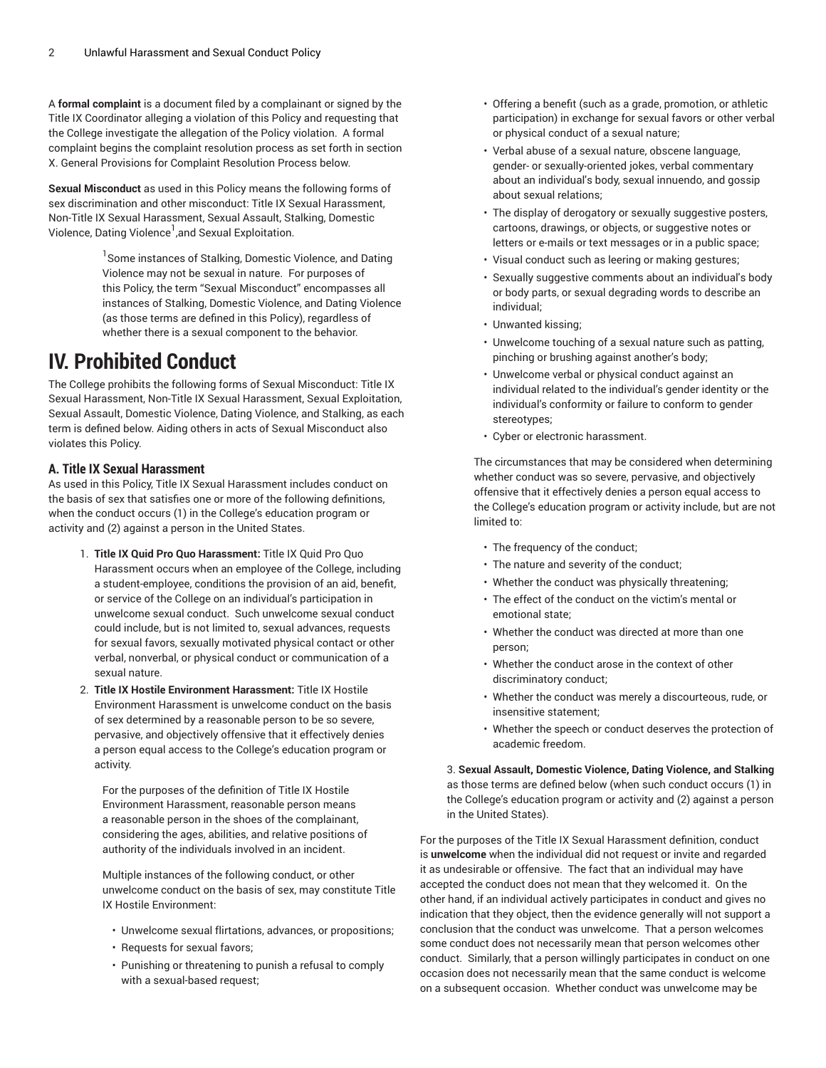A **formal complaint** is a document filed by a complainant or signed by the Title IX Coordinator alleging a violation of this Policy and requesting that the College investigate the allegation of the Policy violation. A formal complaint begins the complaint resolution process as set forth in section X. General Provisions for Complaint Resolution Process below.

**Sexual Misconduct** as used in this Policy means the following forms of sex discrimination and other misconduct: Title IX Sexual Harassment, Non-Title IX Sexual Harassment, Sexual Assault, Stalking, Domestic Violence, Dating Violence[1],and Sexual Exploitation.

> [1]Some instances of Stalking, Domestic Violence, and Dating Violence may not be sexual in nature. For purposes of this Policy, the term "Sexual Misconduct" encompasses all instances of Stalking, Domestic Violence, and Dating Violence (as those terms are defined in this Policy), regardless of whether there is a sexual component to the behavior.

# IV. Prohibited Conduct

The College prohibits the following forms of Sexual Misconduct: Title IX Sexual Harassment, Non-Title IX Sexual Harassment, Sexual Exploitation, Sexual Assault, Domestic Violence, Dating Violence, and Stalking, as each term is defined below. Aiding others in acts of Sexual Misconduct also violates this Policy.

### A. Title IX Sexual Harassment

As used in this Policy, Title IX Sexual Harassment includes conduct on the basis of sex that satisfies one or more of the following definitions, when the conduct occurs (1) in the College's education program or activity and (2) against a person in the United States.

1. **Title IX Quid Pro Quo Harassment:** Title IX Quid Pro Quo Harassment occurs when an employee of the College, including a student-employee, conditions the provision of an aid, benefit, or service of the College on an individual's participation in unwelcome sexual conduct. Such unwelcome sexual conduct could include, but is not limited to, sexual advances, requests for sexual favors, sexually motivated physical contact or other verbal, nonverbal, or physical conduct or communication of a sexual nature.
2. **Title IX Hostile Environment Harassment:** Title IX Hostile Environment Harassment is unwelcome conduct on the basis of sex determined by a reasonable person to be so severe, pervasive, and objectively offensive that it effectively denies a person equal access to the College's education program or activity.

   For the purposes of the definition of Title IX Hostile Environment Harassment, reasonable person means a reasonable person in the shoes of the complainant, considering the ages, abilities, and relative positions of authority of the individuals involved in an incident.

   Multiple instances of the following conduct, or other unwelcome conduct on the basis of sex, may constitute Title IX Hostile Environment:

   - Unwelcome sexual flirtations, advances, or propositions;
   - Requests for sexual favors;
   - Punishing or threatening to punish a refusal to comply with a sexual-based request;
   - Offering a benefit (such as a grade, promotion, or athletic participation) in exchange for sexual favors or other verbal or physical conduct of a sexual nature;
   - Verbal abuse of a sexual nature, obscene language, gender- or sexually-oriented jokes, verbal commentary about an individual's body, sexual innuendo, and gossip about sexual relations;
   - The display of derogatory or sexually suggestive posters, cartoons, drawings, or objects, or suggestive notes or letters or e-mails or text messages or in a public space;
   - Visual conduct such as leering or making gestures;
   - Sexually suggestive comments about an individual's body or body parts, or sexual degrading words to describe an individual;
   - Unwanted kissing;
   - Unwelcome touching of a sexual nature such as patting, pinching or brushing against another's body;
   - Unwelcome verbal or physical conduct against an individual related to the individual's gender identity or the individual's conformity or failure to conform to gender stereotypes;
   - Cyber or electronic harassment.

   The circumstances that may be considered when determining whether conduct was so severe, pervasive, and objectively offensive that it effectively denies a person equal access to the College's education program or activity include, but are not limited to:

   - The frequency of the conduct;
   - The nature and severity of the conduct;
   - Whether the conduct was physically threatening;
   - The effect of the conduct on the victim's mental or emotional state;
   - Whether the conduct was directed at more than one person;
   - Whether the conduct arose in the context of other discriminatory conduct;
   - Whether the conduct was merely a discourteous, rude, or insensitive statement;
   - Whether the speech or conduct deserves the protection of academic freedom.

3. **Sexual Assault, Domestic Violence, Dating Violence, and Stalking** as those terms are defined below (when such conduct occurs (1) in the College's education program or activity and (2) against a person in the United States).

For the purposes of the Title IX Sexual Harassment definition, conduct is **unwelcome** when the individual did not request or invite and regarded it as undesirable or offensive. The fact that an individual may have accepted the conduct does not mean that they welcomed it. On the other hand, if an individual actively participates in conduct and gives no indication that they object, then the evidence generally will not support a conclusion that the conduct was unwelcome. That a person welcomes some conduct does not necessarily mean that person welcomes other conduct. Similarly, that a person willingly participates in conduct on one occasion does not necessarily mean that the same conduct is welcome on a subsequent occasion. Whether conduct was unwelcome may be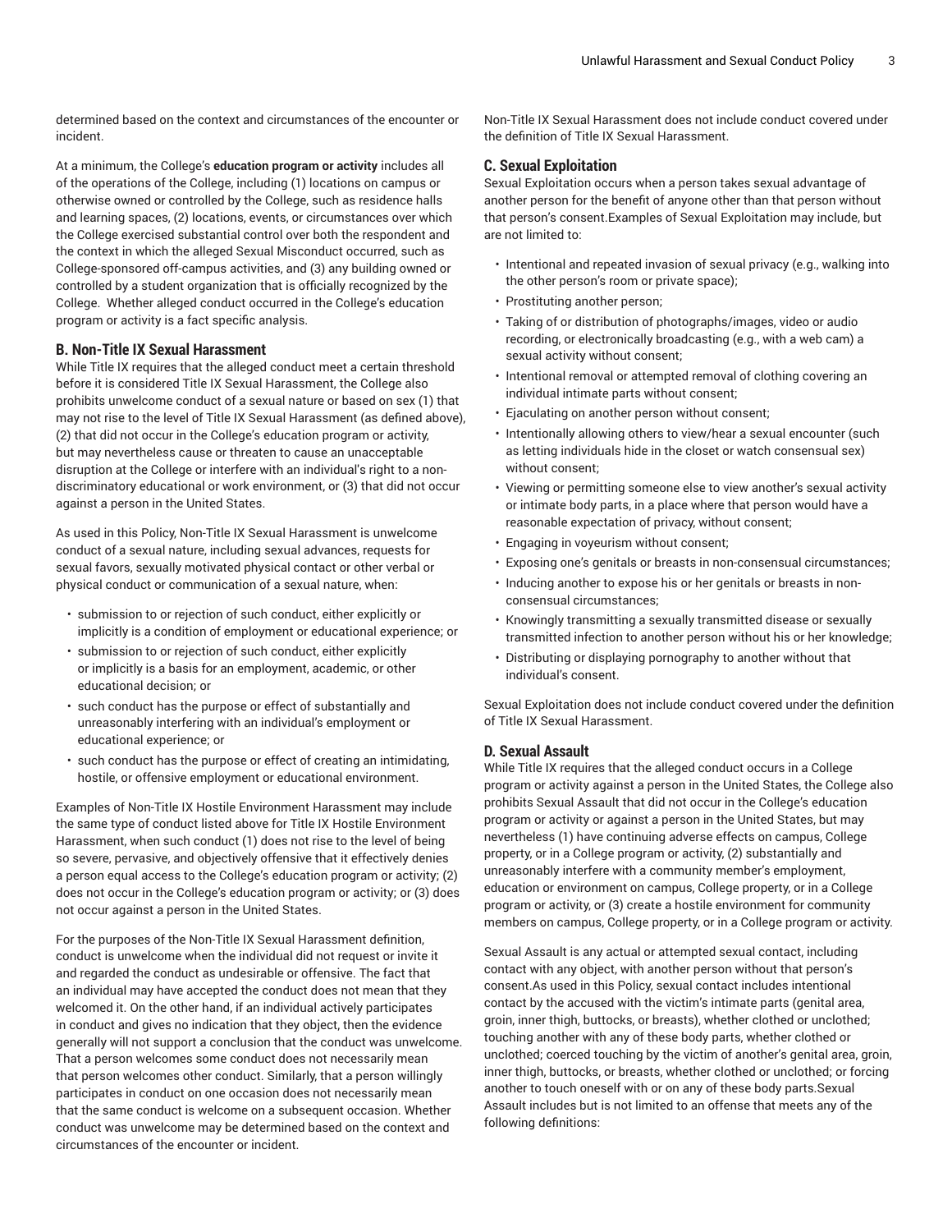determined based on the context and circumstances of the encounter or incident.

At a minimum, the College's **education program or activity** includes all of the operations of the College, including (1) locations on campus or otherwise owned or controlled by the College, such as residence halls and learning spaces, (2) locations, events, or circumstances over which the College exercised substantial control over both the respondent and the context in which the alleged Sexual Misconduct occurred, such as College-sponsored off-campus activities, and (3) any building owned or controlled by a student organization that is officially recognized by the College. Whether alleged conduct occurred in the College's education program or activity is a fact specific analysis.

### B. Non-Title IX Sexual Harassment

While Title IX requires that the alleged conduct meet a certain threshold before it is considered Title IX Sexual Harassment, the College also prohibits unwelcome conduct of a sexual nature or based on sex (1) that may not rise to the level of Title IX Sexual Harassment (as defined above), (2) that did not occur in the College's education program or activity, but may nevertheless cause or threaten to cause an unacceptable disruption at the College or interfere with an individual's right to a non-discriminatory educational or work environment, or (3) that did not occur against a person in the United States.

As used in this Policy, Non-Title IX Sexual Harassment is unwelcome conduct of a sexual nature, including sexual advances, requests for sexual favors, sexually motivated physical contact or other verbal or physical conduct or communication of a sexual nature, when:

- submission to or rejection of such conduct, either explicitly or implicitly is a condition of employment or educational experience; or
- submission to or rejection of such conduct, either explicitly or implicitly is a basis for an employment, academic, or other educational decision; or
- such conduct has the purpose or effect of substantially and unreasonably interfering with an individual's employment or educational experience; or
- such conduct has the purpose or effect of creating an intimidating, hostile, or offensive employment or educational environment.

Examples of Non-Title IX Hostile Environment Harassment may include the same type of conduct listed above for Title IX Hostile Environment Harassment, when such conduct (1) does not rise to the level of being so severe, pervasive, and objectively offensive that it effectively denies a person equal access to the College's education program or activity; (2) does not occur in the College's education program or activity; or (3) does not occur against a person in the United States.

For the purposes of the Non-Title IX Sexual Harassment definition, conduct is unwelcome when the individual did not request or invite it and regarded the conduct as undesirable or offensive. The fact that an individual may have accepted the conduct does not mean that they welcomed it. On the other hand, if an individual actively participates in conduct and gives no indication that they object, then the evidence generally will not support a conclusion that the conduct was unwelcome. That a person welcomes some conduct does not necessarily mean that person welcomes other conduct. Similarly, that a person willingly participates in conduct on one occasion does not necessarily mean that the same conduct is welcome on a subsequent occasion. Whether conduct was unwelcome may be determined based on the context and circumstances of the encounter or incident.

Non-Title IX Sexual Harassment does not include conduct covered under the definition of Title IX Sexual Harassment.

### C. Sexual Exploitation

Sexual Exploitation occurs when a person takes sexual advantage of another person for the benefit of anyone other than that person without that person's consent.Examples of Sexual Exploitation may include, but are not limited to:

- Intentional and repeated invasion of sexual privacy (e.g., walking into the other person's room or private space);
- Prostituting another person;
- Taking of or distribution of photographs/images, video or audio recording, or electronically broadcasting (e.g., with a web cam) a sexual activity without consent;
- Intentional removal or attempted removal of clothing covering an individual intimate parts without consent;
- Ejaculating on another person without consent;
- Intentionally allowing others to view/hear a sexual encounter (such as letting individuals hide in the closet or watch consensual sex) without consent;
- Viewing or permitting someone else to view another's sexual activity or intimate body parts, in a place where that person would have a reasonable expectation of privacy, without consent;
- Engaging in voyeurism without consent;
- Exposing one's genitals or breasts in non-consensual circumstances;
- Inducing another to expose his or her genitals or breasts in non-consensual circumstances;
- Knowingly transmitting a sexually transmitted disease or sexually transmitted infection to another person without his or her knowledge;
- Distributing or displaying pornography to another without that individual's consent.

Sexual Exploitation does not include conduct covered under the definition of Title IX Sexual Harassment.

### D. Sexual Assault

While Title IX requires that the alleged conduct occurs in a College program or activity against a person in the United States, the College also prohibits Sexual Assault that did not occur in the College's education program or activity or against a person in the United States, but may nevertheless (1) have continuing adverse effects on campus, College property, or in a College program or activity, (2) substantially and unreasonably interfere with a community member's employment, education or environment on campus, College property, or in a College program or activity, or (3) create a hostile environment for community members on campus, College property, or in a College program or activity.

Sexual Assault is any actual or attempted sexual contact, including contact with any object, with another person without that person's consent.As used in this Policy, sexual contact includes intentional contact by the accused with the victim's intimate parts (genital area, groin, inner thigh, buttocks, or breasts), whether clothed or unclothed; touching another with any of these body parts, whether clothed or unclothed; coerced touching by the victim of another's genital area, groin, inner thigh, buttocks, or breasts, whether clothed or unclothed; or forcing another to touch oneself with or on any of these body parts.Sexual Assault includes but is not limited to an offense that meets any of the following definitions: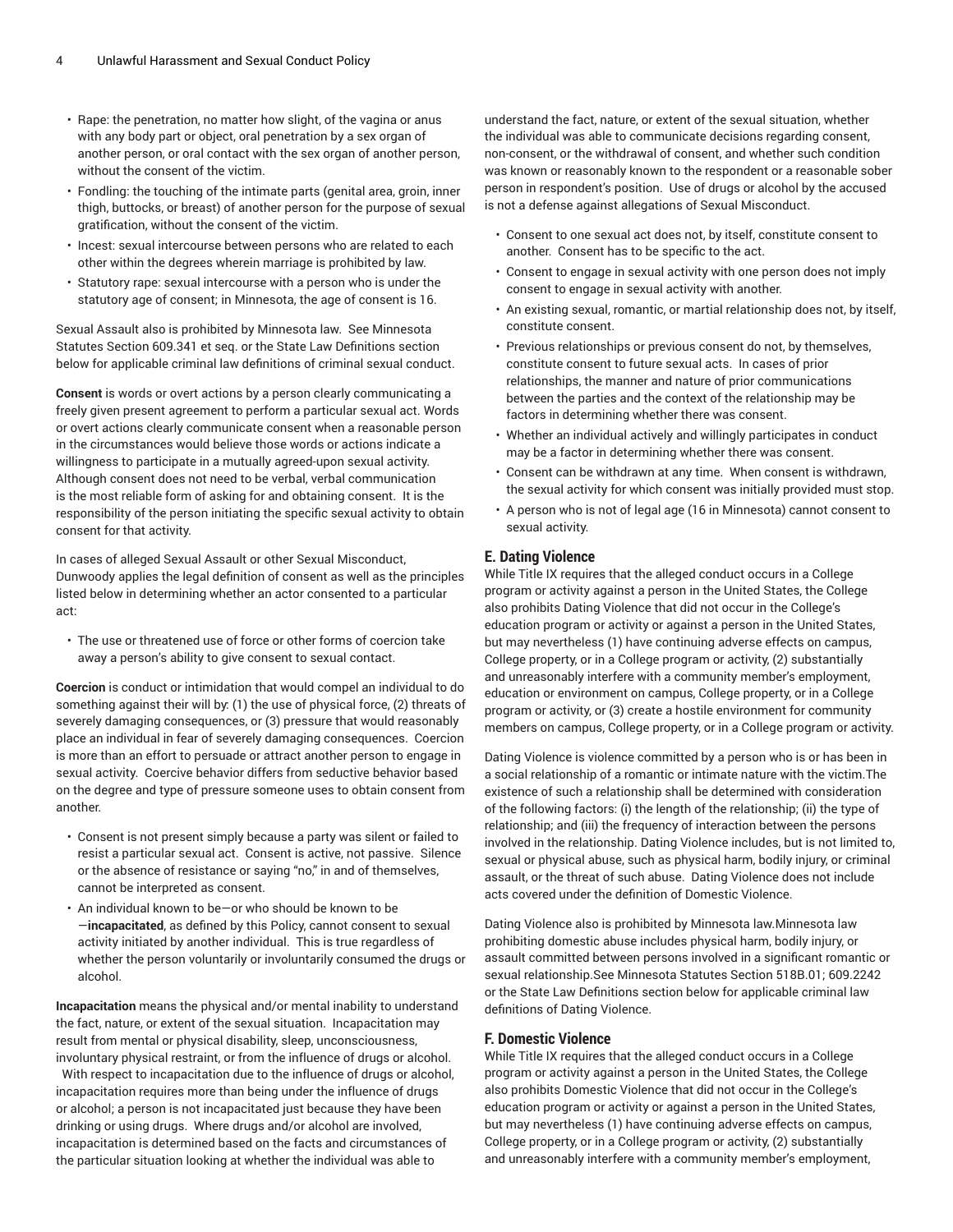- Rape: the penetration, no matter how slight, of the vagina or anus with any body part or object, oral penetration by a sex organ of another person, or oral contact with the sex organ of another person, without the consent of the victim.
- Fondling: the touching of the intimate parts (genital area, groin, inner thigh, buttocks, or breast) of another person for the purpose of sexual gratification, without the consent of the victim.
- Incest: sexual intercourse between persons who are related to each other within the degrees wherein marriage is prohibited by law.
- Statutory rape: sexual intercourse with a person who is under the statutory age of consent; in Minnesota, the age of consent is 16.

Sexual Assault also is prohibited by Minnesota law. See Minnesota Statutes Section 609.341 et seq. or the State Law Definitions section below for applicable criminal law definitions of criminal sexual conduct.

**Consent** is words or overt actions by a person clearly communicating a freely given present agreement to perform a particular sexual act. Words or overt actions clearly communicate consent when a reasonable person in the circumstances would believe those words or actions indicate a willingness to participate in a mutually agreed-upon sexual activity. Although consent does not need to be verbal, verbal communication is the most reliable form of asking for and obtaining consent. It is the responsibility of the person initiating the specific sexual activity to obtain consent for that activity.

In cases of alleged Sexual Assault or other Sexual Misconduct, Dunwoody applies the legal definition of consent as well as the principles listed below in determining whether an actor consented to a particular act:

- The use or threatened use of force or other forms of coercion take away a person's ability to give consent to sexual contact.

**Coercion** is conduct or intimidation that would compel an individual to do something against their will by: (1) the use of physical force, (2) threats of severely damaging consequences, or (3) pressure that would reasonably place an individual in fear of severely damaging consequences. Coercion is more than an effort to persuade or attract another person to engage in sexual activity. Coercive behavior differs from seductive behavior based on the degree and type of pressure someone uses to obtain consent from another.

- Consent is not present simply because a party was silent or failed to resist a particular sexual act. Consent is active, not passive. Silence or the absence of resistance or saying "no," in and of themselves, cannot be interpreted as consent.
- An individual known to be—or who should be known to be —**incapacitated**, as defined by this Policy, cannot consent to sexual activity initiated by another individual. This is true regardless of whether the person voluntarily or involuntarily consumed the drugs or alcohol.

**Incapacitation** means the physical and/or mental inability to understand the fact, nature, or extent of the sexual situation. Incapacitation may result from mental or physical disability, sleep, unconsciousness, involuntary physical restraint, or from the influence of drugs or alcohol. With respect to incapacitation due to the influence of drugs or alcohol, incapacitation requires more than being under the influence of drugs or alcohol; a person is not incapacitated just because they have been drinking or using drugs. Where drugs and/or alcohol are involved, incapacitation is determined based on the facts and circumstances of the particular situation looking at whether the individual was able to understand the fact, nature, or extent of the sexual situation, whether the individual was able to communicate decisions regarding consent, non-consent, or the withdrawal of consent, and whether such condition was known or reasonably known to the respondent or a reasonable sober person in respondent's position. Use of drugs or alcohol by the accused is not a defense against allegations of Sexual Misconduct.

- Consent to one sexual act does not, by itself, constitute consent to another. Consent has to be specific to the act.
- Consent to engage in sexual activity with one person does not imply consent to engage in sexual activity with another.
- An existing sexual, romantic, or martial relationship does not, by itself, constitute consent.
- Previous relationships or previous consent do not, by themselves, constitute consent to future sexual acts. In cases of prior relationships, the manner and nature of prior communications between the parties and the context of the relationship may be factors in determining whether there was consent.
- Whether an individual actively and willingly participates in conduct may be a factor in determining whether there was consent.
- Consent can be withdrawn at any time. When consent is withdrawn, the sexual activity for which consent was initially provided must stop.
- A person who is not of legal age (16 in Minnesota) cannot consent to sexual activity.

### E. Dating Violence

While Title IX requires that the alleged conduct occurs in a College program or activity against a person in the United States, the College also prohibits Dating Violence that did not occur in the College's education program or activity or against a person in the United States, but may nevertheless (1) have continuing adverse effects on campus, College property, or in a College program or activity, (2) substantially and unreasonably interfere with a community member's employment, education or environment on campus, College property, or in a College program or activity, or (3) create a hostile environment for community members on campus, College property, or in a College program or activity.

Dating Violence is violence committed by a person who is or has been in a social relationship of a romantic or intimate nature with the victim.The existence of such a relationship shall be determined with consideration of the following factors: (i) the length of the relationship; (ii) the type of relationship; and (iii) the frequency of interaction between the persons involved in the relationship. Dating Violence includes, but is not limited to, sexual or physical abuse, such as physical harm, bodily injury, or criminal assault, or the threat of such abuse. Dating Violence does not include acts covered under the definition of Domestic Violence.

Dating Violence also is prohibited by Minnesota law.Minnesota law prohibiting domestic abuse includes physical harm, bodily injury, or assault committed between persons involved in a significant romantic or sexual relationship.See Minnesota Statutes Section 518B.01; 609.2242 or the State Law Definitions section below for applicable criminal law definitions of Dating Violence.

### F. Domestic Violence

While Title IX requires that the alleged conduct occurs in a College program or activity against a person in the United States, the College also prohibits Domestic Violence that did not occur in the College's education program or activity or against a person in the United States, but may nevertheless (1) have continuing adverse effects on campus, College property, or in a College program or activity, (2) substantially and unreasonably interfere with a community member's employment,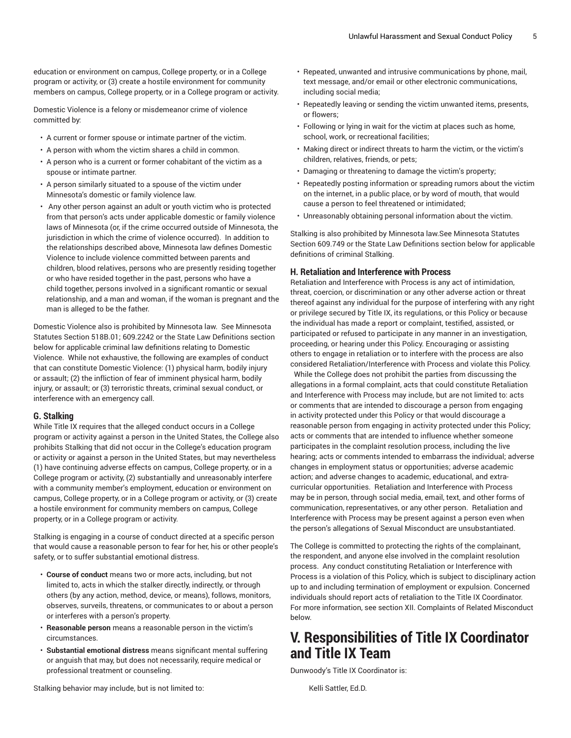education or environment on campus, College property, or in a College program or activity, or (3) create a hostile environment for community members on campus, College property, or in a College program or activity.

Domestic Violence is a felony or misdemeanor crime of violence committed by:

- A current or former spouse or intimate partner of the victim.
- A person with whom the victim shares a child in common.
- A person who is a current or former cohabitant of the victim as a spouse or intimate partner.
- A person similarly situated to a spouse of the victim under Minnesota's domestic or family violence law.
- Any other person against an adult or youth victim who is protected from that person's acts under applicable domestic or family violence laws of Minnesota (or, if the crime occurred outside of Minnesota, the jurisdiction in which the crime of violence occurred). In addition to the relationships described above, Minnesota law defines Domestic Violence to include violence committed between parents and children, blood relatives, persons who are presently residing together or who have resided together in the past, persons who have a child together, persons involved in a significant romantic or sexual relationship, and a man and woman, if the woman is pregnant and the man is alleged to be the father.

Domestic Violence also is prohibited by Minnesota law. See Minnesota Statutes Section 518B.01; 609.2242 or the State Law Definitions section below for applicable criminal law definitions relating to Domestic Violence. While not exhaustive, the following are examples of conduct that can constitute Domestic Violence: (1) physical harm, bodily injury or assault; (2) the infliction of fear of imminent physical harm, bodily injury, or assault; or (3) terroristic threats, criminal sexual conduct, or interference with an emergency call.

### G. Stalking

While Title IX requires that the alleged conduct occurs in a College program or activity against a person in the United States, the College also prohibits Stalking that did not occur in the College's education program or activity or against a person in the United States, but may nevertheless (1) have continuing adverse effects on campus, College property, or in a College program or activity, (2) substantially and unreasonably interfere with a community member's employment, education or environment on campus, College property, or in a College program or activity, or (3) create a hostile environment for community members on campus, College property, or in a College program or activity.

Stalking is engaging in a course of conduct directed at a specific person that would cause a reasonable person to fear for her, his or other people's safety, or to suffer substantial emotional distress.

- **Course of conduct** means two or more acts, including, but not limited to, acts in which the stalker directly, indirectly, or through others (by any action, method, device, or means), follows, monitors, observes, surveils, threatens, or communicates to or about a person or interferes with a person's property.
- **Reasonable person** means a reasonable person in the victim's circumstances.
- **Substantial emotional distress** means significant mental suffering or anguish that may, but does not necessarily, require medical or professional treatment or counseling.

Stalking behavior may include, but is not limited to:

- Repeated, unwanted and intrusive communications by phone, mail, text message, and/or email or other electronic communications, including social media;
- Repeatedly leaving or sending the victim unwanted items, presents, or flowers;
- Following or lying in wait for the victim at places such as home, school, work, or recreational facilities;
- Making direct or indirect threats to harm the victim, or the victim's children, relatives, friends, or pets;
- Damaging or threatening to damage the victim's property;
- Repeatedly posting information or spreading rumors about the victim on the internet, in a public place, or by word of mouth, that would cause a person to feel threatened or intimidated;
- Unreasonably obtaining personal information about the victim.

Stalking is also prohibited by Minnesota law.See Minnesota Statutes Section 609.749 or the State Law Definitions section below for applicable definitions of criminal Stalking.

### H. Retaliation and Interference with Process

Retaliation and Interference with Process is any act of intimidation, threat, coercion, or discrimination or any other adverse action or threat thereof against any individual for the purpose of interfering with any right or privilege secured by Title IX, its regulations, or this Policy or because the individual has made a report or complaint, testified, assisted, or participated or refused to participate in any manner in an investigation, proceeding, or hearing under this Policy. Encouraging or assisting others to engage in retaliation or to interfere with the process are also considered Retaliation/Interference with Process and violate this Policy. While the College does not prohibit the parties from discussing the allegations in a formal complaint, acts that could constitute Retaliation and Interference with Process may include, but are not limited to: acts or comments that are intended to discourage a person from engaging in activity protected under this Policy or that would discourage a reasonable person from engaging in activity protected under this Policy; acts or comments that are intended to influence whether someone participates in the complaint resolution process, including the live hearing; acts or comments intended to embarrass the individual; adverse changes in employment status or opportunities; adverse academic action; and adverse changes to academic, educational, and extra-curricular opportunities. Retaliation and Interference with Process may be in person, through social media, email, text, and other forms of communication, representatives, or any other person. Retaliation and Interference with Process may be present against a person even when the person's allegations of Sexual Misconduct are unsubstantiated.

The College is committed to protecting the rights of the complainant, the respondent, and anyone else involved in the complaint resolution process. Any conduct constituting Retaliation or Interference with Process is a violation of this Policy, which is subject to disciplinary action up to and including termination of employment or expulsion. Concerned individuals should report acts of retaliation to the Title IX Coordinator. For more information, see section XII. Complaints of Related Misconduct below.

## V. Responsibilities of Title IX Coordinator and Title IX Team

Dunwoody's Title IX Coordinator is:

Kelli Sattler, Ed.D.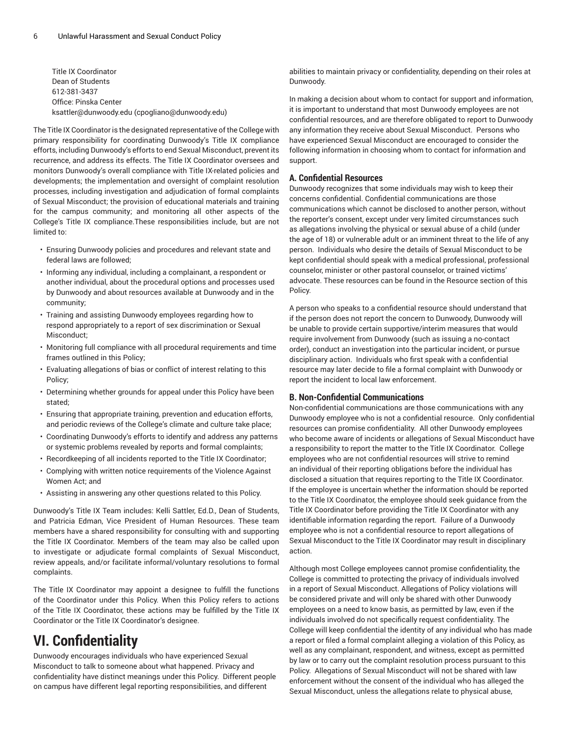Title IX Coordinator
Dean of Students
612-381-3437
Office: Pinska Center
ksattler@dunwoody.edu (cpogliano@dunwoody.edu)

The Title IX Coordinator is the designated representative of the College with primary responsibility for coordinating Dunwoody's Title IX compliance efforts, including Dunwoody's efforts to end Sexual Misconduct, prevent its recurrence, and address its effects. The Title IX Coordinator oversees and monitors Dunwoody's overall compliance with Title IX-related policies and developments; the implementation and oversight of complaint resolution processes, including investigation and adjudication of formal complaints of Sexual Misconduct; the provision of educational materials and training for the campus community; and monitoring all other aspects of the College's Title IX compliance.These responsibilities include, but are not limited to:

- Ensuring Dunwoody policies and procedures and relevant state and federal laws are followed;
- Informing any individual, including a complainant, a respondent or another individual, about the procedural options and processes used by Dunwoody and about resources available at Dunwoody and in the community;
- Training and assisting Dunwoody employees regarding how to respond appropriately to a report of sex discrimination or Sexual Misconduct;
- Monitoring full compliance with all procedural requirements and time frames outlined in this Policy;
- Evaluating allegations of bias or conflict of interest relating to this Policy;
- Determining whether grounds for appeal under this Policy have been stated;
- Ensuring that appropriate training, prevention and education efforts, and periodic reviews of the College's climate and culture take place;
- Coordinating Dunwoody's efforts to identify and address any patterns or systemic problems revealed by reports and formal complaints;
- Recordkeeping of all incidents reported to the Title IX Coordinator;
- Complying with written notice requirements of the Violence Against Women Act; and
- Assisting in answering any other questions related to this Policy.

Dunwoody's Title IX Team includes: Kelli Sattler, Ed.D., Dean of Students, and Patricia Edman, Vice President of Human Resources. These team members have a shared responsibility for consulting with and supporting the Title IX Coordinator. Members of the team may also be called upon to investigate or adjudicate formal complaints of Sexual Misconduct, review appeals, and/or facilitate informal/voluntary resolutions to formal complaints.

The Title IX Coordinator may appoint a designee to fulfill the functions of the Coordinator under this Policy. When this Policy refers to actions of the Title IX Coordinator, these actions may be fulfilled by the Title IX Coordinator or the Title IX Coordinator's designee.

# VI. Confidentiality

Dunwoody encourages individuals who have experienced Sexual Misconduct to talk to someone about what happened. Privacy and confidentiality have distinct meanings under this Policy. Different people on campus have different legal reporting responsibilities, and different abilities to maintain privacy or confidentiality, depending on their roles at Dunwoody.

In making a decision about whom to contact for support and information, it is important to understand that most Dunwoody employees are not confidential resources, and are therefore obligated to report to Dunwoody any information they receive about Sexual Misconduct. Persons who have experienced Sexual Misconduct are encouraged to consider the following information in choosing whom to contact for information and support.

### A. Confidential Resources

Dunwoody recognizes that some individuals may wish to keep their concerns confidential. Confidential communications are those communications which cannot be disclosed to another person, without the reporter's consent, except under very limited circumstances such as allegations involving the physical or sexual abuse of a child (under the age of 18) or vulnerable adult or an imminent threat to the life of any person. Individuals who desire the details of Sexual Misconduct to be kept confidential should speak with a medical professional, professional counselor, minister or other pastoral counselor, or trained victims' advocate. These resources can be found in the Resource section of this Policy.

A person who speaks to a confidential resource should understand that if the person does not report the concern to Dunwoody, Dunwoody will be unable to provide certain supportive/interim measures that would require involvement from Dunwoody (such as issuing a no-contact order), conduct an investigation into the particular incident, or pursue disciplinary action. Individuals who first speak with a confidential resource may later decide to file a formal complaint with Dunwoody or report the incident to local law enforcement.

### B. Non-Confidential Communications

Non-confidential communications are those communications with any Dunwoody employee who is not a confidential resource. Only confidential resources can promise confidentiality. All other Dunwoody employees who become aware of incidents or allegations of Sexual Misconduct have a responsibility to report the matter to the Title IX Coordinator. College employees who are not confidential resources will strive to remind an individual of their reporting obligations before the individual has disclosed a situation that requires reporting to the Title IX Coordinator. If the employee is uncertain whether the information should be reported to the Title IX Coordinator, the employee should seek guidance from the Title IX Coordinator before providing the Title IX Coordinator with any identifiable information regarding the report. Failure of a Dunwoody employee who is not a confidential resource to report allegations of Sexual Misconduct to the Title IX Coordinator may result in disciplinary action.

Although most College employees cannot promise confidentiality, the College is committed to protecting the privacy of individuals involved in a report of Sexual Misconduct. Allegations of Policy violations will be considered private and will only be shared with other Dunwoody employees on a need to know basis, as permitted by law, even if the individuals involved do not specifically request confidentiality. The College will keep confidential the identity of any individual who has made a report or filed a formal complaint alleging a violation of this Policy, as well as any complainant, respondent, and witness, except as permitted by law or to carry out the complaint resolution process pursuant to this Policy. Allegations of Sexual Misconduct will not be shared with law enforcement without the consent of the individual who has alleged the Sexual Misconduct, unless the allegations relate to physical abuse,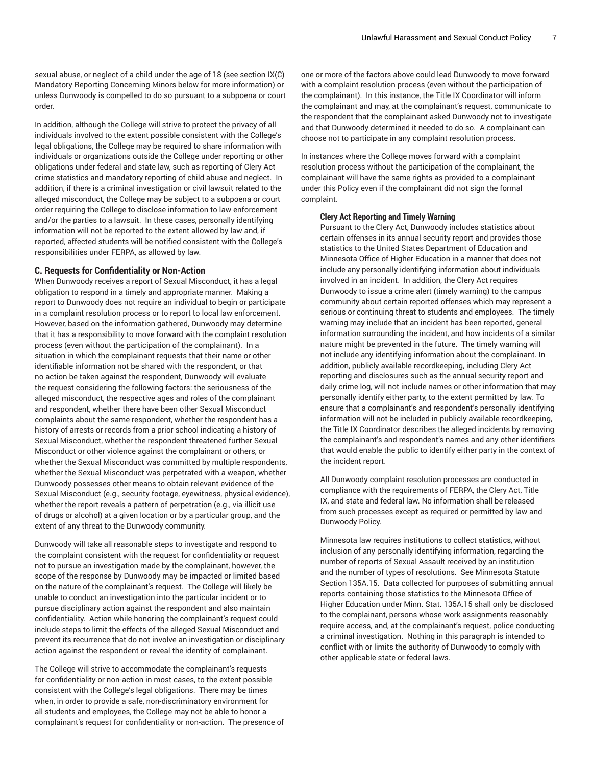sexual abuse, or neglect of a child under the age of 18 (see section IX(C) Mandatory Reporting Concerning Minors below for more information) or unless Dunwoody is compelled to do so pursuant to a subpoena or court order.

In addition, although the College will strive to protect the privacy of all individuals involved to the extent possible consistent with the College's legal obligations, the College may be required to share information with individuals or organizations outside the College under reporting or other obligations under federal and state law, such as reporting of Clery Act crime statistics and mandatory reporting of child abuse and neglect. In addition, if there is a criminal investigation or civil lawsuit related to the alleged misconduct, the College may be subject to a subpoena or court order requiring the College to disclose information to law enforcement and/or the parties to a lawsuit. In these cases, personally identifying information will not be reported to the extent allowed by law and, if reported, affected students will be notified consistent with the College's responsibilities under FERPA, as allowed by law.

### C. Requests for Confidentiality or Non-Action

When Dunwoody receives a report of Sexual Misconduct, it has a legal obligation to respond in a timely and appropriate manner. Making a report to Dunwoody does not require an individual to begin or participate in a complaint resolution process or to report to local law enforcement. However, based on the information gathered, Dunwoody may determine that it has a responsibility to move forward with the complaint resolution process (even without the participation of the complainant). In a situation in which the complainant requests that their name or other identifiable information not be shared with the respondent, or that no action be taken against the respondent, Dunwoody will evaluate the request considering the following factors: the seriousness of the alleged misconduct, the respective ages and roles of the complainant and respondent, whether there have been other Sexual Misconduct complaints about the same respondent, whether the respondent has a history of arrests or records from a prior school indicating a history of Sexual Misconduct, whether the respondent threatened further Sexual Misconduct or other violence against the complainant or others, or whether the Sexual Misconduct was committed by multiple respondents, whether the Sexual Misconduct was perpetrated with a weapon, whether Dunwoody possesses other means to obtain relevant evidence of the Sexual Misconduct (e.g., security footage, eyewitness, physical evidence), whether the report reveals a pattern of perpetration (e.g., via illicit use of drugs or alcohol) at a given location or by a particular group, and the extent of any threat to the Dunwoody community.

Dunwoody will take all reasonable steps to investigate and respond to the complaint consistent with the request for confidentiality or request not to pursue an investigation made by the complainant, however, the scope of the response by Dunwoody may be impacted or limited based on the nature of the complainant's request. The College will likely be unable to conduct an investigation into the particular incident or to pursue disciplinary action against the respondent and also maintain confidentiality. Action while honoring the complainant's request could include steps to limit the effects of the alleged Sexual Misconduct and prevent its recurrence that do not involve an investigation or disciplinary action against the respondent or reveal the identity of complainant.

The College will strive to accommodate the complainant's requests for confidentiality or non-action in most cases, to the extent possible consistent with the College's legal obligations. There may be times when, in order to provide a safe, non-discriminatory environment for all students and employees, the College may not be able to honor a complainant's request for confidentiality or non-action. The presence of one or more of the factors above could lead Dunwoody to move forward with a complaint resolution process (even without the participation of the complainant). In this instance, the Title IX Coordinator will inform the complainant and may, at the complainant's request, communicate to the respondent that the complainant asked Dunwoody not to investigate and that Dunwoody determined it needed to do so. A complainant can choose not to participate in any complaint resolution process.

In instances where the College moves forward with a complaint resolution process without the participation of the complainant, the complainant will have the same rights as provided to a complainant under this Policy even if the complainant did not sign the formal complaint.

#### Clery Act Reporting and Timely Warning

Pursuant to the Clery Act, Dunwoody includes statistics about certain offenses in its annual security report and provides those statistics to the United States Department of Education and Minnesota Office of Higher Education in a manner that does not include any personally identifying information about individuals involved in an incident. In addition, the Clery Act requires Dunwoody to issue a crime alert (timely warning) to the campus community about certain reported offenses which may represent a serious or continuing threat to students and employees. The timely warning may include that an incident has been reported, general information surrounding the incident, and how incidents of a similar nature might be prevented in the future. The timely warning will not include any identifying information about the complainant. In addition, publicly available recordkeeping, including Clery Act reporting and disclosures such as the annual security report and daily crime log, will not include names or other information that may personally identify either party, to the extent permitted by law. To ensure that a complainant's and respondent's personally identifying information will not be included in publicly available recordkeeping, the Title IX Coordinator describes the alleged incidents by removing the complainant's and respondent's names and any other identifiers that would enable the public to identify either party in the context of the incident report.

All Dunwoody complaint resolution processes are conducted in compliance with the requirements of FERPA, the Clery Act, Title IX, and state and federal law. No information shall be released from such processes except as required or permitted by law and Dunwoody Policy.

Minnesota law requires institutions to collect statistics, without inclusion of any personally identifying information, regarding the number of reports of Sexual Assault received by an institution and the number of types of resolutions. See Minnesota Statute Section 135A.15. Data collected for purposes of submitting annual reports containing those statistics to the Minnesota Office of Higher Education under Minn. Stat. 135A.15 shall only be disclosed to the complainant, persons whose work assignments reasonably require access, and, at the complainant's request, police conducting a criminal investigation. Nothing in this paragraph is intended to conflict with or limits the authority of Dunwoody to comply with other applicable state or federal laws.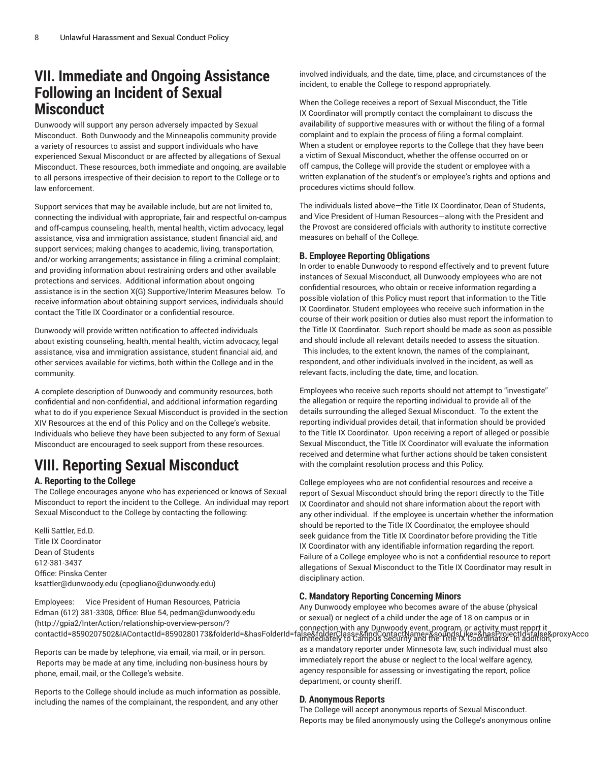## VII. Immediate and Ongoing Assistance Following an Incident of Sexual Misconduct

Dunwoody will support any person adversely impacted by Sexual Misconduct. Both Dunwoody and the Minneapolis community provide a variety of resources to assist and support individuals who have experienced Sexual Misconduct or are affected by allegations of Sexual Misconduct. These resources, both immediate and ongoing, are available to all persons irrespective of their decision to report to the College or to law enforcement.

Support services that may be available include, but are not limited to, connecting the individual with appropriate, fair and respectful on-campus and off-campus counseling, health, mental health, victim advocacy, legal assistance, visa and immigration assistance, student financial aid, and support services; making changes to academic, living, transportation, and/or working arrangements; assistance in filing a criminal complaint; and providing information about restraining orders and other available protections and services. Additional information about ongoing assistance is in the section X(G) Supportive/Interim Measures below. To receive information about obtaining support services, individuals should contact the Title IX Coordinator or a confidential resource.

Dunwoody will provide written notification to affected individuals about existing counseling, health, mental health, victim advocacy, legal assistance, visa and immigration assistance, student financial aid, and other services available for victims, both within the College and in the community.

A complete description of Dunwoody and community resources, both confidential and non-confidential, and additional information regarding what to do if you experience Sexual Misconduct is provided in the section XIV Resources at the end of this Policy and on the College's website. Individuals who believe they have been subjected to any form of Sexual Misconduct are encouraged to seek support from these resources.

## VIII. Reporting Sexual Misconduct

### A. Reporting to the College

The College encourages anyone who has experienced or knows of Sexual Misconduct to report the incident to the College. An individual may report Sexual Misconduct to the College by contacting the following:

Kelli Sattler, Ed.D.
Title IX Coordinator
Dean of Students
612-381-3437
Office: Pinska Center
ksattler@dunwoody.edu (cpogliano@dunwoody.edu)

Employees: Vice President of Human Resources, Patricia Edman (612) 381-3308, Office: Blue 54, pedman@dunwoody.edu (http://gpia2/InterAction/relationship-overview-person/?contactId=8590207502&IAContactId=8590280173&folderId=&hasFolderId=false&folderClass=&findContactName=&soundsLike=&hasProjectId=false&proxyAcco

Reports can be made by telephone, via email, via mail, or in person. Reports may be made at any time, including non-business hours by phone, email, mail, or the College's website.

Reports to the College should include as much information as possible, including the names of the complainant, the respondent, and any other involved individuals, and the date, time, place, and circumstances of the incident, to enable the College to respond appropriately.

When the College receives a report of Sexual Misconduct, the Title IX Coordinator will promptly contact the complainant to discuss the availability of supportive measures with or without the filing of a formal complaint and to explain the process of filing a formal complaint. When a student or employee reports to the College that they have been a victim of Sexual Misconduct, whether the offense occurred on or off campus, the College will provide the student or employee with a written explanation of the student's or employee's rights and options and procedures victims should follow.

The individuals listed above—the Title IX Coordinator, Dean of Students, and Vice President of Human Resources—along with the President and the Provost are considered officials with authority to institute corrective measures on behalf of the College.

### B. Employee Reporting Obligations

In order to enable Dunwoody to respond effectively and to prevent future instances of Sexual Misconduct, all Dunwoody employees who are not confidential resources, who obtain or receive information regarding a possible violation of this Policy must report that information to the Title IX Coordinator. Student employees who receive such information in the course of their work position or duties also must report the information to the Title IX Coordinator. Such report should be made as soon as possible and should include all relevant details needed to assess the situation. This includes, to the extent known, the names of the complainant, respondent, and other individuals involved in the incident, as well as relevant facts, including the date, time, and location.

Employees who receive such reports should not attempt to "investigate" the allegation or require the reporting individual to provide all of the details surrounding the alleged Sexual Misconduct. To the extent the reporting individual provides detail, that information should be provided to the Title IX Coordinator. Upon receiving a report of alleged or possible Sexual Misconduct, the Title IX Coordinator will evaluate the information received and determine what further actions should be taken consistent with the complaint resolution process and this Policy.

College employees who are not confidential resources and receive a report of Sexual Misconduct should bring the report directly to the Title IX Coordinator and should not share information about the report with any other individual. If the employee is uncertain whether the information should be reported to the Title IX Coordinator, the employee should seek guidance from the Title IX Coordinator before providing the Title IX Coordinator with any identifiable information regarding the report. Failure of a College employee who is not a confidential resource to report allegations of Sexual Misconduct to the Title IX Coordinator may result in disciplinary action.

### C. Mandatory Reporting Concerning Minors

Any Dunwoody employee who becomes aware of the abuse (physical or sexual) or neglect of a child under the age of 18 on campus or in connection with any Dunwoody event, program, or activity must report it immediately to Campus Security and the Title IX Coordinator. In addition, as a mandatory reporter under Minnesota law, such individual must also immediately report the abuse or neglect to the local welfare agency, agency responsible for assessing or investigating the report, police department, or county sheriff.

### D. Anonymous Reports

The College will accept anonymous reports of Sexual Misconduct. Reports may be filed anonymously using the College's anonymous online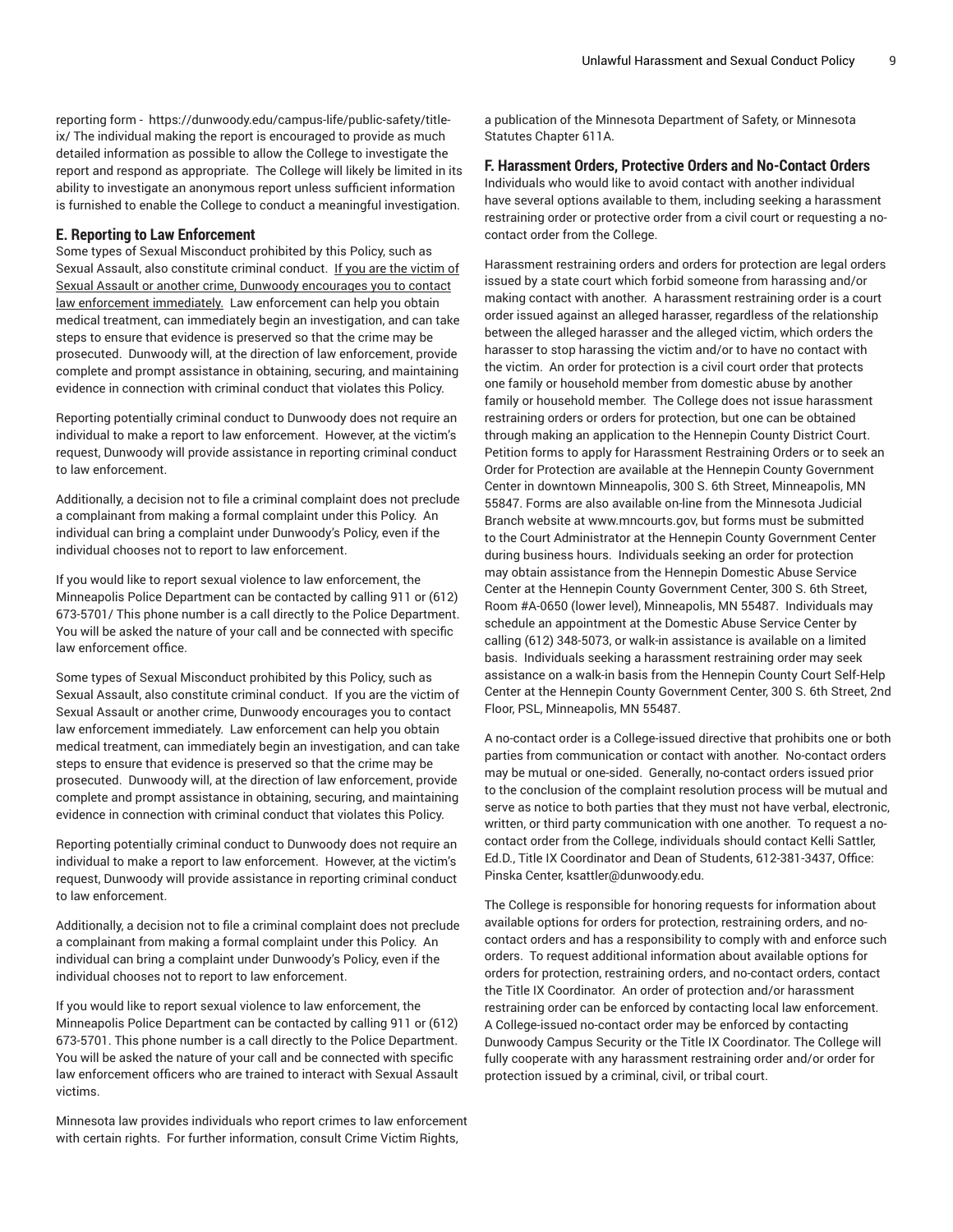reporting form - https://dunwoody.edu/campus-life/public-safety/title-ix/ The individual making the report is encouraged to provide as much detailed information as possible to allow the College to investigate the report and respond as appropriate. The College will likely be limited in its ability to investigate an anonymous report unless sufficient information is furnished to enable the College to conduct a meaningful investigation.

### E. Reporting to Law Enforcement

Some types of Sexual Misconduct prohibited by this Policy, such as Sexual Assault, also constitute criminal conduct. If you are the victim of Sexual Assault or another crime, Dunwoody encourages you to contact law enforcement immediately. Law enforcement can help you obtain medical treatment, can immediately begin an investigation, and can take steps to ensure that evidence is preserved so that the crime may be prosecuted. Dunwoody will, at the direction of law enforcement, provide complete and prompt assistance in obtaining, securing, and maintaining evidence in connection with criminal conduct that violates this Policy.

Reporting potentially criminal conduct to Dunwoody does not require an individual to make a report to law enforcement. However, at the victim's request, Dunwoody will provide assistance in reporting criminal conduct to law enforcement.

Additionally, a decision not to file a criminal complaint does not preclude a complainant from making a formal complaint under this Policy. An individual can bring a complaint under Dunwoody's Policy, even if the individual chooses not to report to law enforcement.

If you would like to report sexual violence to law enforcement, the Minneapolis Police Department can be contacted by calling 911 or (612) 673-5701/ This phone number is a call directly to the Police Department. You will be asked the nature of your call and be connected with specific law enforcement office.

Some types of Sexual Misconduct prohibited by this Policy, such as Sexual Assault, also constitute criminal conduct. If you are the victim of Sexual Assault or another crime, Dunwoody encourages you to contact law enforcement immediately. Law enforcement can help you obtain medical treatment, can immediately begin an investigation, and can take steps to ensure that evidence is preserved so that the crime may be prosecuted. Dunwoody will, at the direction of law enforcement, provide complete and prompt assistance in obtaining, securing, and maintaining evidence in connection with criminal conduct that violates this Policy.

Reporting potentially criminal conduct to Dunwoody does not require an individual to make a report to law enforcement. However, at the victim's request, Dunwoody will provide assistance in reporting criminal conduct to law enforcement.

Additionally, a decision not to file a criminal complaint does not preclude a complainant from making a formal complaint under this Policy. An individual can bring a complaint under Dunwoody's Policy, even if the individual chooses not to report to law enforcement.

If you would like to report sexual violence to law enforcement, the Minneapolis Police Department can be contacted by calling 911 or (612) 673-5701. This phone number is a call directly to the Police Department. You will be asked the nature of your call and be connected with specific law enforcement officers who are trained to interact with Sexual Assault victims.

Minnesota law provides individuals who report crimes to law enforcement with certain rights. For further information, consult Crime Victim Rights, a publication of the Minnesota Department of Safety, or Minnesota Statutes Chapter 611A.

### F. Harassment Orders, Protective Orders and No-Contact Orders

Individuals who would like to avoid contact with another individual have several options available to them, including seeking a harassment restraining order or protective order from a civil court or requesting a no-contact order from the College.

Harassment restraining orders and orders for protection are legal orders issued by a state court which forbid someone from harassing and/or making contact with another. A harassment restraining order is a court order issued against an alleged harasser, regardless of the relationship between the alleged harasser and the alleged victim, which orders the harasser to stop harassing the victim and/or to have no contact with the victim. An order for protection is a civil court order that protects one family or household member from domestic abuse by another family or household member. The College does not issue harassment restraining orders or orders for protection, but one can be obtained through making an application to the Hennepin County District Court. Petition forms to apply for Harassment Restraining Orders or to seek an Order for Protection are available at the Hennepin County Government Center in downtown Minneapolis, 300 S. 6th Street, Minneapolis, MN 55847. Forms are also available on-line from the Minnesota Judicial Branch website at www.mncourts.gov, but forms must be submitted to the Court Administrator at the Hennepin County Government Center during business hours. Individuals seeking an order for protection may obtain assistance from the Hennepin Domestic Abuse Service Center at the Hennepin County Government Center, 300 S. 6th Street, Room #A-0650 (lower level), Minneapolis, MN 55487. Individuals may schedule an appointment at the Domestic Abuse Service Center by calling (612) 348-5073, or walk-in assistance is available on a limited basis. Individuals seeking a harassment restraining order may seek assistance on a walk-in basis from the Hennepin County Court Self-Help Center at the Hennepin County Government Center, 300 S. 6th Street, 2nd Floor, PSL, Minneapolis, MN 55487.

A no-contact order is a College-issued directive that prohibits one or both parties from communication or contact with another. No-contact orders may be mutual or one-sided. Generally, no-contact orders issued prior to the conclusion of the complaint resolution process will be mutual and serve as notice to both parties that they must not have verbal, electronic, written, or third party communication with one another. To request a no-contact order from the College, individuals should contact Kelli Sattler, Ed.D., Title IX Coordinator and Dean of Students, 612-381-3437, Office: Pinska Center, ksattler@dunwoody.edu.

The College is responsible for honoring requests for information about available options for orders for protection, restraining orders, and no-contact orders and has a responsibility to comply with and enforce such orders. To request additional information about available options for orders for protection, restraining orders, and no-contact orders, contact the Title IX Coordinator. An order of protection and/or harassment restraining order can be enforced by contacting local law enforcement. A College-issued no-contact order may be enforced by contacting Dunwoody Campus Security or the Title IX Coordinator. The College will fully cooperate with any harassment restraining order and/or order for protection issued by a criminal, civil, or tribal court.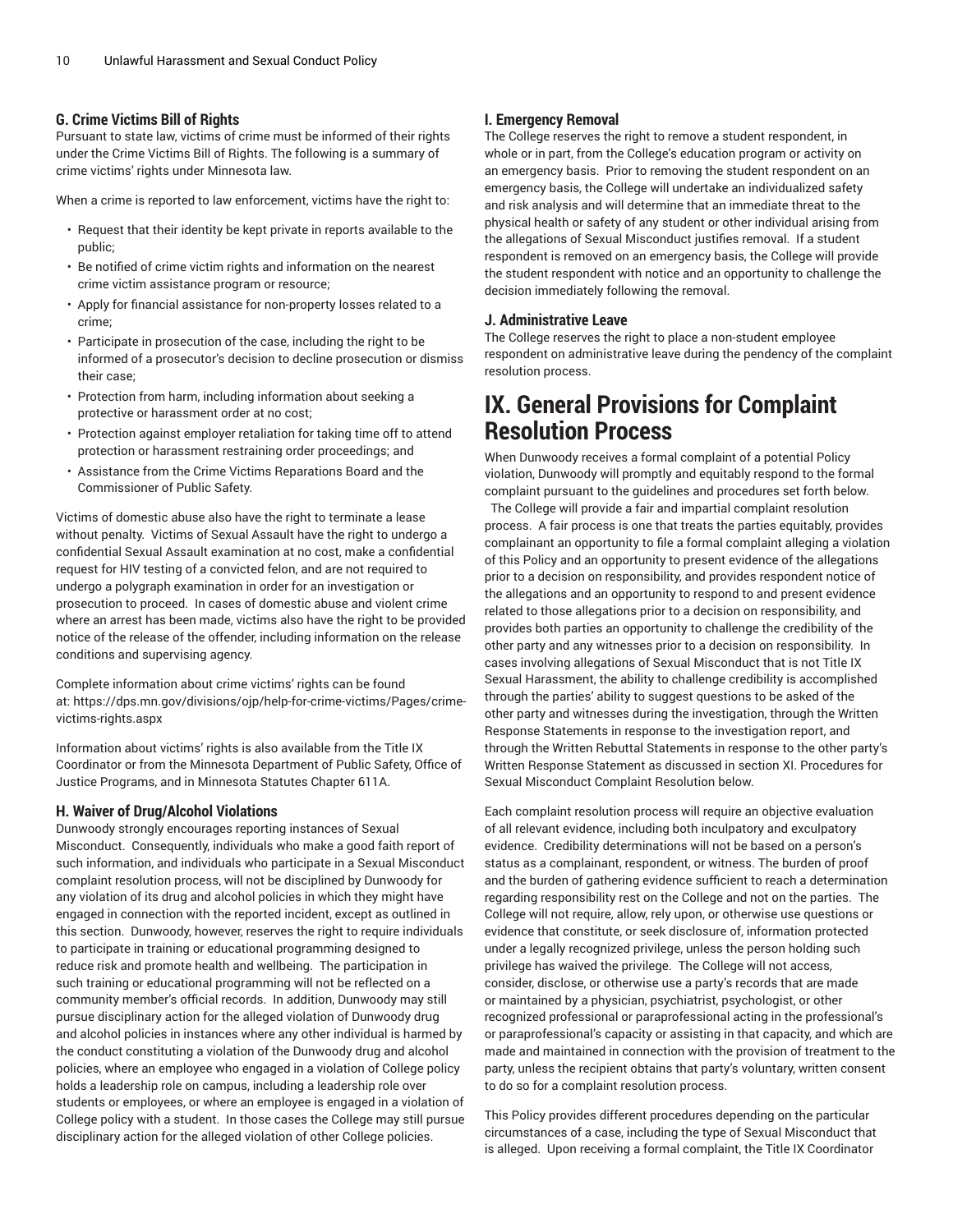### G. Crime Victims Bill of Rights

Pursuant to state law, victims of crime must be informed of their rights under the Crime Victims Bill of Rights. The following is a summary of crime victims' rights under Minnesota law.

When a crime is reported to law enforcement, victims have the right to:

- Request that their identity be kept private in reports available to the public;
- Be notified of crime victim rights and information on the nearest crime victim assistance program or resource;
- Apply for financial assistance for non-property losses related to a crime;
- Participate in prosecution of the case, including the right to be informed of a prosecutor's decision to decline prosecution or dismiss their case;
- Protection from harm, including information about seeking a protective or harassment order at no cost;
- Protection against employer retaliation for taking time off to attend protection or harassment restraining order proceedings; and
- Assistance from the Crime Victims Reparations Board and the Commissioner of Public Safety.

Victims of domestic abuse also have the right to terminate a lease without penalty. Victims of Sexual Assault have the right to undergo a confidential Sexual Assault examination at no cost, make a confidential request for HIV testing of a convicted felon, and are not required to undergo a polygraph examination in order for an investigation or prosecution to proceed. In cases of domestic abuse and violent crime where an arrest has been made, victims also have the right to be provided notice of the release of the offender, including information on the release conditions and supervising agency.

Complete information about crime victims' rights can be found at: https://dps.mn.gov/divisions/ojp/help-for-crime-victims/Pages/crime-victims-rights.aspx

Information about victims' rights is also available from the Title IX Coordinator or from the Minnesota Department of Public Safety, Office of Justice Programs, and in Minnesota Statutes Chapter 611A.

### H. Waiver of Drug/Alcohol Violations

Dunwoody strongly encourages reporting instances of Sexual Misconduct. Consequently, individuals who make a good faith report of such information, and individuals who participate in a Sexual Misconduct complaint resolution process, will not be disciplined by Dunwoody for any violation of its drug and alcohol policies in which they might have engaged in connection with the reported incident, except as outlined in this section. Dunwoody, however, reserves the right to require individuals to participate in training or educational programming designed to reduce risk and promote health and wellbeing. The participation in such training or educational programming will not be reflected on a community member's official records. In addition, Dunwoody may still pursue disciplinary action for the alleged violation of Dunwoody drug and alcohol policies in instances where any other individual is harmed by the conduct constituting a violation of the Dunwoody drug and alcohol policies, where an employee who engaged in a violation of College policy holds a leadership role on campus, including a leadership role over students or employees, or where an employee is engaged in a violation of College policy with a student. In those cases the College may still pursue disciplinary action for the alleged violation of other College policies.

### I. Emergency Removal

The College reserves the right to remove a student respondent, in whole or in part, from the College's education program or activity on an emergency basis. Prior to removing the student respondent on an emergency basis, the College will undertake an individualized safety and risk analysis and will determine that an immediate threat to the physical health or safety of any student or other individual arising from the allegations of Sexual Misconduct justifies removal. If a student respondent is removed on an emergency basis, the College will provide the student respondent with notice and an opportunity to challenge the decision immediately following the removal.

### J. Administrative Leave

The College reserves the right to place a non-student employee respondent on administrative leave during the pendency of the complaint resolution process.

## IX. General Provisions for Complaint Resolution Process

When Dunwoody receives a formal complaint of a potential Policy violation, Dunwoody will promptly and equitably respond to the formal complaint pursuant to the guidelines and procedures set forth below. The College will provide a fair and impartial complaint resolution process. A fair process is one that treats the parties equitably, provides complainant an opportunity to file a formal complaint alleging a violation of this Policy and an opportunity to present evidence of the allegations prior to a decision on responsibility, and provides respondent notice of the allegations and an opportunity to respond to and present evidence related to those allegations prior to a decision on responsibility, and provides both parties an opportunity to challenge the credibility of the other party and any witnesses prior to a decision on responsibility. In cases involving allegations of Sexual Misconduct that is not Title IX Sexual Harassment, the ability to challenge credibility is accomplished through the parties' ability to suggest questions to be asked of the other party and witnesses during the investigation, through the Written Response Statements in response to the investigation report, and through the Written Rebuttal Statements in response to the other party's Written Response Statement as discussed in section XI. Procedures for Sexual Misconduct Complaint Resolution below.

Each complaint resolution process will require an objective evaluation of all relevant evidence, including both inculpatory and exculpatory evidence. Credibility determinations will not be based on a person's status as a complainant, respondent, or witness. The burden of proof and the burden of gathering evidence sufficient to reach a determination regarding responsibility rest on the College and not on the parties. The College will not require, allow, rely upon, or otherwise use questions or evidence that constitute, or seek disclosure of, information protected under a legally recognized privilege, unless the person holding such privilege has waived the privilege. The College will not access, consider, disclose, or otherwise use a party's records that are made or maintained by a physician, psychiatrist, psychologist, or other recognized professional or paraprofessional acting in the professional's or paraprofessional's capacity or assisting in that capacity, and which are made and maintained in connection with the provision of treatment to the party, unless the recipient obtains that party's voluntary, written consent to do so for a complaint resolution process.

This Policy provides different procedures depending on the particular circumstances of a case, including the type of Sexual Misconduct that is alleged. Upon receiving a formal complaint, the Title IX Coordinator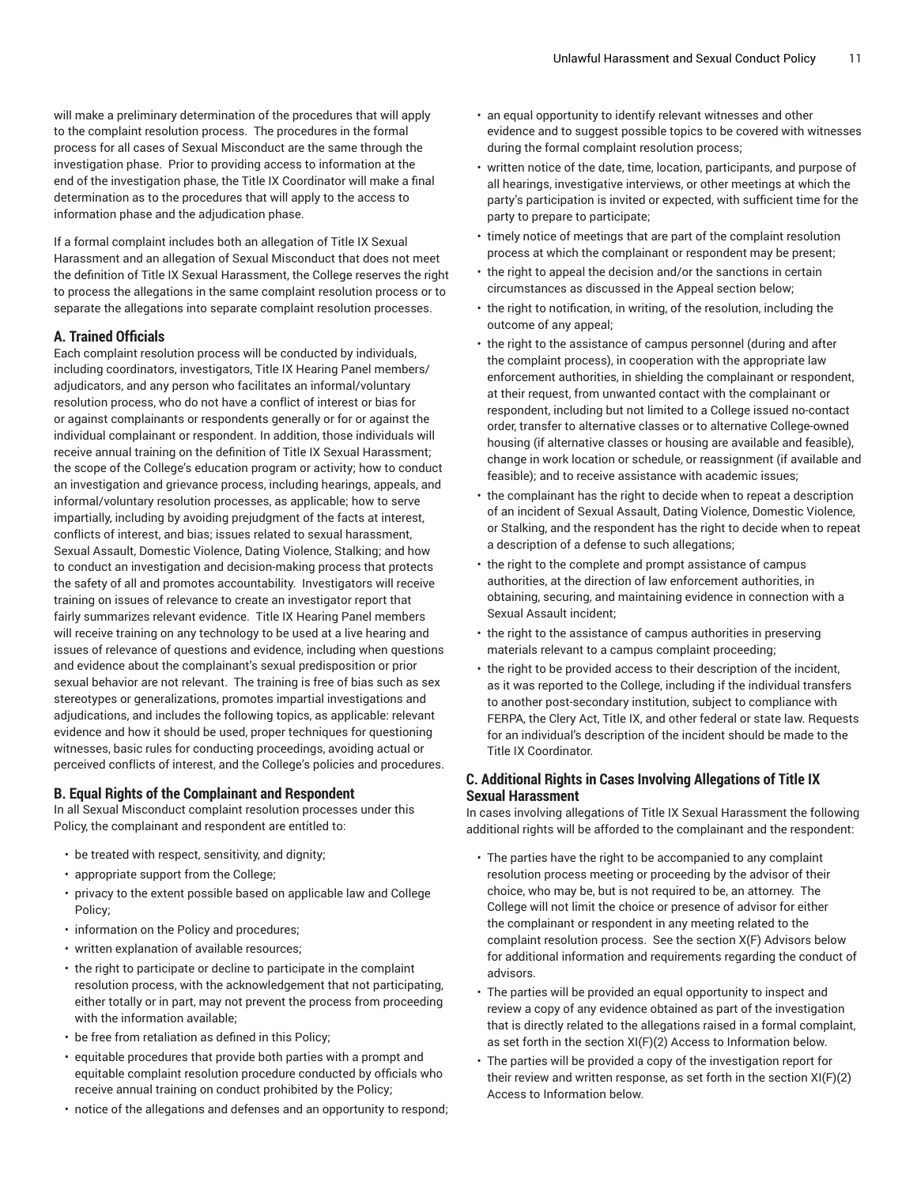will make a preliminary determination of the procedures that will apply to the complaint resolution process. The procedures in the formal process for all cases of Sexual Misconduct are the same through the investigation phase. Prior to providing access to information at the end of the investigation phase, the Title IX Coordinator will make a final determination as to the procedures that will apply to the access to information phase and the adjudication phase.

If a formal complaint includes both an allegation of Title IX Sexual Harassment and an allegation of Sexual Misconduct that does not meet the definition of Title IX Sexual Harassment, the College reserves the right to process the allegations in the same complaint resolution process or to separate the allegations into separate complaint resolution processes.

### A. Trained Officials

Each complaint resolution process will be conducted by individuals, including coordinators, investigators, Title IX Hearing Panel members/adjudicators, and any person who facilitates an informal/voluntary resolution process, who do not have a conflict of interest or bias for or against complainants or respondents generally or for or against the individual complainant or respondent. In addition, those individuals will receive annual training on the definition of Title IX Sexual Harassment; the scope of the College's education program or activity; how to conduct an investigation and grievance process, including hearings, appeals, and informal/voluntary resolution processes, as applicable; how to serve impartially, including by avoiding prejudgment of the facts at interest, conflicts of interest, and bias; issues related to sexual harassment, Sexual Assault, Domestic Violence, Dating Violence, Stalking; and how to conduct an investigation and decision-making process that protects the safety of all and promotes accountability. Investigators will receive training on issues of relevance to create an investigator report that fairly summarizes relevant evidence. Title IX Hearing Panel members will receive training on any technology to be used at a live hearing and issues of relevance of questions and evidence, including when questions and evidence about the complainant's sexual predisposition or prior sexual behavior are not relevant. The training is free of bias such as sex stereotypes or generalizations, promotes impartial investigations and adjudications, and includes the following topics, as applicable: relevant evidence and how it should be used, proper techniques for questioning witnesses, basic rules for conducting proceedings, avoiding actual or perceived conflicts of interest, and the College's policies and procedures.

### B. Equal Rights of the Complainant and Respondent

In all Sexual Misconduct complaint resolution processes under this Policy, the complainant and respondent are entitled to:

- be treated with respect, sensitivity, and dignity;
- appropriate support from the College;
- privacy to the extent possible based on applicable law and College Policy;
- information on the Policy and procedures;
- written explanation of available resources;
- the right to participate or decline to participate in the complaint resolution process, with the acknowledgement that not participating, either totally or in part, may not prevent the process from proceeding with the information available;
- be free from retaliation as defined in this Policy;
- equitable procedures that provide both parties with a prompt and equitable complaint resolution procedure conducted by officials who receive annual training on conduct prohibited by the Policy;
- notice of the allegations and defenses and an opportunity to respond;
- an equal opportunity to identify relevant witnesses and other evidence and to suggest possible topics to be covered with witnesses during the formal complaint resolution process;
- written notice of the date, time, location, participants, and purpose of all hearings, investigative interviews, or other meetings at which the party's participation is invited or expected, with sufficient time for the party to prepare to participate;
- timely notice of meetings that are part of the complaint resolution process at which the complainant or respondent may be present;
- the right to appeal the decision and/or the sanctions in certain circumstances as discussed in the Appeal section below;
- the right to notification, in writing, of the resolution, including the outcome of any appeal;
- the right to the assistance of campus personnel (during and after the complaint process), in cooperation with the appropriate law enforcement authorities, in shielding the complainant or respondent, at their request, from unwanted contact with the complainant or respondent, including but not limited to a College issued no-contact order, transfer to alternative classes or to alternative College-owned housing (if alternative classes or housing are available and feasible), change in work location or schedule, or reassignment (if available and feasible); and to receive assistance with academic issues;
- the complainant has the right to decide when to repeat a description of an incident of Sexual Assault, Dating Violence, Domestic Violence, or Stalking, and the respondent has the right to decide when to repeat a description of a defense to such allegations;
- the right to the complete and prompt assistance of campus authorities, at the direction of law enforcement authorities, in obtaining, securing, and maintaining evidence in connection with a Sexual Assault incident;
- the right to the assistance of campus authorities in preserving materials relevant to a campus complaint proceeding;
- the right to be provided access to their description of the incident, as it was reported to the College, including if the individual transfers to another post-secondary institution, subject to compliance with FERPA, the Clery Act, Title IX, and other federal or state law. Requests for an individual's description of the incident should be made to the Title IX Coordinator.

### C. Additional Rights in Cases Involving Allegations of Title IX Sexual Harassment

In cases involving allegations of Title IX Sexual Harassment the following additional rights will be afforded to the complainant and the respondent:

- The parties have the right to be accompanied to any complaint resolution process meeting or proceeding by the advisor of their choice, who may be, but is not required to be, an attorney. The College will not limit the choice or presence of advisor for either the complainant or respondent in any meeting related to the complaint resolution process. See the section X(F) Advisors below for additional information and requirements regarding the conduct of advisors.
- The parties will be provided an equal opportunity to inspect and review a copy of any evidence obtained as part of the investigation that is directly related to the allegations raised in a formal complaint, as set forth in the section XI(F)(2) Access to Information below.
- The parties will be provided a copy of the investigation report for their review and written response, as set forth in the section XI(F)(2) Access to Information below.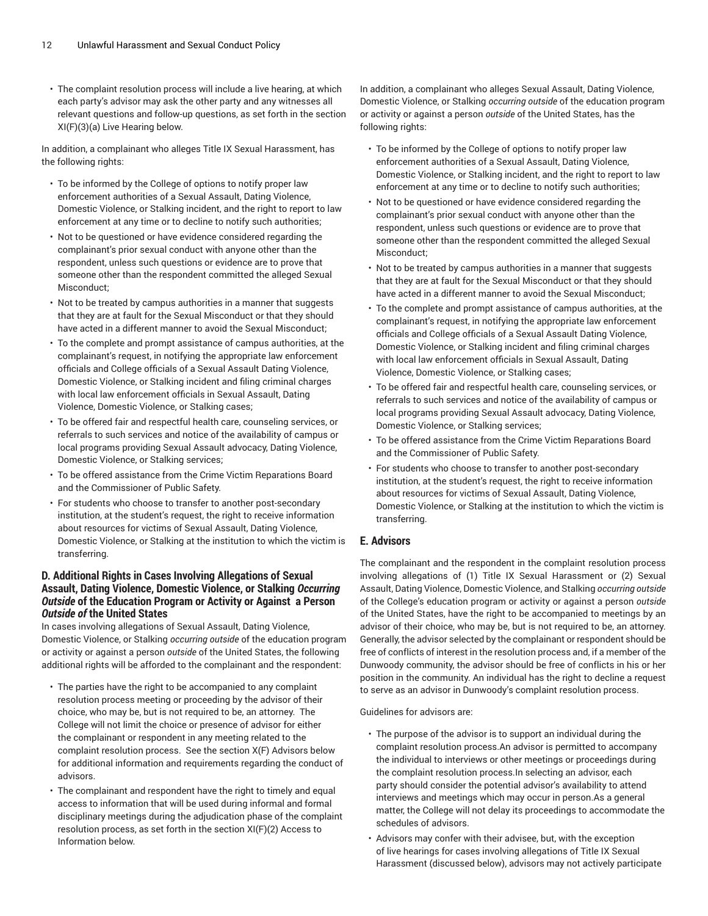- The complaint resolution process will include a live hearing, at which each party's advisor may ask the other party and any witnesses all relevant questions and follow-up questions, as set forth in the section XI(F)(3)(a) Live Hearing below.

In addition, a complainant who alleges Title IX Sexual Harassment, has the following rights:

- To be informed by the College of options to notify proper law enforcement authorities of a Sexual Assault, Dating Violence, Domestic Violence, or Stalking incident, and the right to report to law enforcement at any time or to decline to notify such authorities;
- Not to be questioned or have evidence considered regarding the complainant's prior sexual conduct with anyone other than the respondent, unless such questions or evidence are to prove that someone other than the respondent committed the alleged Sexual Misconduct;
- Not to be treated by campus authorities in a manner that suggests that they are at fault for the Sexual Misconduct or that they should have acted in a different manner to avoid the Sexual Misconduct;
- To the complete and prompt assistance of campus authorities, at the complainant's request, in notifying the appropriate law enforcement officials and College officials of a Sexual Assault Dating Violence, Domestic Violence, or Stalking incident and filing criminal charges with local law enforcement officials in Sexual Assault, Dating Violence, Domestic Violence, or Stalking cases;
- To be offered fair and respectful health care, counseling services, or referrals to such services and notice of the availability of campus or local programs providing Sexual Assault advocacy, Dating Violence, Domestic Violence, or Stalking services;
- To be offered assistance from the Crime Victim Reparations Board and the Commissioner of Public Safety.
- For students who choose to transfer to another post-secondary institution, at the student's request, the right to receive information about resources for victims of Sexual Assault, Dating Violence, Domestic Violence, or Stalking at the institution to which the victim is transferring.

### D. Additional Rights in Cases Involving Allegations of Sexual Assault, Dating Violence, Domestic Violence, or Stalking *Occurring Outside* of the Education Program or Activity or Against a Person *Outside of* the United States

In cases involving allegations of Sexual Assault, Dating Violence, Domestic Violence, or Stalking *occurring outside* of the education program or activity or against a person *outside* of the United States, the following additional rights will be afforded to the complainant and the respondent:

- The parties have the right to be accompanied to any complaint resolution process meeting or proceeding by the advisor of their choice, who may be, but is not required to be, an attorney. The College will not limit the choice or presence of advisor for either the complainant or respondent in any meeting related to the complaint resolution process. See the section X(F) Advisors below for additional information and requirements regarding the conduct of advisors.
- The complainant and respondent have the right to timely and equal access to information that will be used during informal and formal disciplinary meetings during the adjudication phase of the complaint resolution process, as set forth in the section XI(F)(2) Access to Information below.

In addition, a complainant who alleges Sexual Assault, Dating Violence, Domestic Violence, or Stalking *occurring outside* of the education program or activity or against a person *outside* of the United States, has the following rights:

- To be informed by the College of options to notify proper law enforcement authorities of a Sexual Assault, Dating Violence, Domestic Violence, or Stalking incident, and the right to report to law enforcement at any time or to decline to notify such authorities;
- Not to be questioned or have evidence considered regarding the complainant's prior sexual conduct with anyone other than the respondent, unless such questions or evidence are to prove that someone other than the respondent committed the alleged Sexual Misconduct;
- Not to be treated by campus authorities in a manner that suggests that they are at fault for the Sexual Misconduct or that they should have acted in a different manner to avoid the Sexual Misconduct;
- To the complete and prompt assistance of campus authorities, at the complainant's request, in notifying the appropriate law enforcement officials and College officials of a Sexual Assault Dating Violence, Domestic Violence, or Stalking incident and filing criminal charges with local law enforcement officials in Sexual Assault, Dating Violence, Domestic Violence, or Stalking cases;
- To be offered fair and respectful health care, counseling services, or referrals to such services and notice of the availability of campus or local programs providing Sexual Assault advocacy, Dating Violence, Domestic Violence, or Stalking services;
- To be offered assistance from the Crime Victim Reparations Board and the Commissioner of Public Safety.
- For students who choose to transfer to another post-secondary institution, at the student's request, the right to receive information about resources for victims of Sexual Assault, Dating Violence, Domestic Violence, or Stalking at the institution to which the victim is transferring.

### E. Advisors

The complainant and the respondent in the complaint resolution process involving allegations of (1) Title IX Sexual Harassment or (2) Sexual Assault, Dating Violence, Domestic Violence, and Stalking *occurring outside* of the College's education program or activity or against a person *outside* of the United States, have the right to be accompanied to meetings by an advisor of their choice, who may be, but is not required to be, an attorney. Generally, the advisor selected by the complainant or respondent should be free of conflicts of interest in the resolution process and, if a member of the Dunwoody community, the advisor should be free of conflicts in his or her position in the community. An individual has the right to decline a request to serve as an advisor in Dunwoody's complaint resolution process.

Guidelines for advisors are:

- The purpose of the advisor is to support an individual during the complaint resolution process.An advisor is permitted to accompany the individual to interviews or other meetings or proceedings during the complaint resolution process.In selecting an advisor, each party should consider the potential advisor's availability to attend interviews and meetings which may occur in person.As a general matter, the College will not delay its proceedings to accommodate the schedules of advisors.
- Advisors may confer with their advisee, but, with the exception of live hearings for cases involving allegations of Title IX Sexual Harassment (discussed below), advisors may not actively participate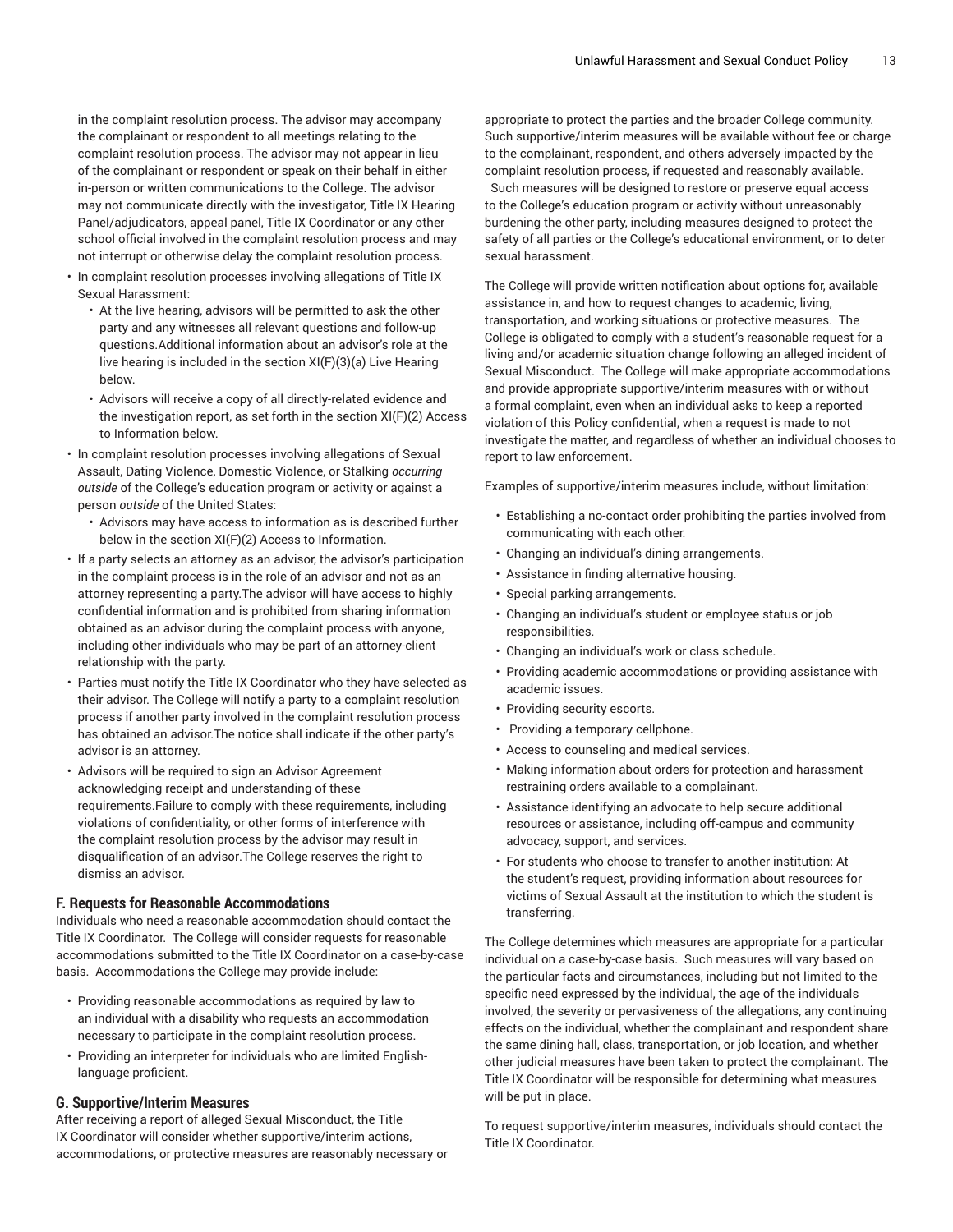in the complaint resolution process. The advisor may accompany the complainant or respondent to all meetings relating to the complaint resolution process. The advisor may not appear in lieu of the complainant or respondent or speak on their behalf in either in-person or written communications to the College. The advisor may not communicate directly with the investigator, Title IX Hearing Panel/adjudicators, appeal panel, Title IX Coordinator or any other school official involved in the complaint resolution process and may not interrupt or otherwise delay the complaint resolution process.

- In complaint resolution processes involving allegations of Title IX Sexual Harassment:
  - At the live hearing, advisors will be permitted to ask the other party and any witnesses all relevant questions and follow-up questions.Additional information about an advisor's role at the live hearing is included in the section XI(F)(3)(a) Live Hearing below.
  - Advisors will receive a copy of all directly-related evidence and the investigation report, as set forth in the section XI(F)(2) Access to Information below.
- In complaint resolution processes involving allegations of Sexual Assault, Dating Violence, Domestic Violence, or Stalking *occurring outside* of the College's education program or activity or against a person *outside* of the United States:
  - Advisors may have access to information as is described further below in the section XI(F)(2) Access to Information.
- If a party selects an attorney as an advisor, the advisor's participation in the complaint process is in the role of an advisor and not as an attorney representing a party.The advisor will have access to highly confidential information and is prohibited from sharing information obtained as an advisor during the complaint process with anyone, including other individuals who may be part of an attorney-client relationship with the party.
- Parties must notify the Title IX Coordinator who they have selected as their advisor. The College will notify a party to a complaint resolution process if another party involved in the complaint resolution process has obtained an advisor.The notice shall indicate if the other party's advisor is an attorney.
- Advisors will be required to sign an Advisor Agreement acknowledging receipt and understanding of these requirements.Failure to comply with these requirements, including violations of confidentiality, or other forms of interference with the complaint resolution process by the advisor may result in disqualification of an advisor.The College reserves the right to dismiss an advisor.

### F. Requests for Reasonable Accommodations

Individuals who need a reasonable accommodation should contact the Title IX Coordinator. The College will consider requests for reasonable accommodations submitted to the Title IX Coordinator on a case-by-case basis. Accommodations the College may provide include:

- Providing reasonable accommodations as required by law to an individual with a disability who requests an accommodation necessary to participate in the complaint resolution process.
- Providing an interpreter for individuals who are limited English-language proficient.

### G. Supportive/Interim Measures

After receiving a report of alleged Sexual Misconduct, the Title IX Coordinator will consider whether supportive/interim actions, accommodations, or protective measures are reasonably necessary or appropriate to protect the parties and the broader College community. Such supportive/interim measures will be available without fee or charge to the complainant, respondent, and others adversely impacted by the complaint resolution process, if requested and reasonably available. Such measures will be designed to restore or preserve equal access to the College's education program or activity without unreasonably burdening the other party, including measures designed to protect the safety of all parties or the College's educational environment, or to deter sexual harassment.

The College will provide written notification about options for, available assistance in, and how to request changes to academic, living, transportation, and working situations or protective measures. The College is obligated to comply with a student's reasonable request for a living and/or academic situation change following an alleged incident of Sexual Misconduct. The College will make appropriate accommodations and provide appropriate supportive/interim measures with or without a formal complaint, even when an individual asks to keep a reported violation of this Policy confidential, when a request is made to not investigate the matter, and regardless of whether an individual chooses to report to law enforcement.

Examples of supportive/interim measures include, without limitation:

- Establishing a no-contact order prohibiting the parties involved from communicating with each other.
- Changing an individual's dining arrangements.
- Assistance in finding alternative housing.
- Special parking arrangements.
- Changing an individual's student or employee status or job responsibilities.
- Changing an individual's work or class schedule.
- Providing academic accommodations or providing assistance with academic issues.
- Providing security escorts.
- Providing a temporary cellphone.
- Access to counseling and medical services.
- Making information about orders for protection and harassment restraining orders available to a complainant.
- Assistance identifying an advocate to help secure additional resources or assistance, including off-campus and community advocacy, support, and services.
- For students who choose to transfer to another institution: At the student's request, providing information about resources for victims of Sexual Assault at the institution to which the student is transferring.

The College determines which measures are appropriate for a particular individual on a case-by-case basis. Such measures will vary based on the particular facts and circumstances, including but not limited to the specific need expressed by the individual, the age of the individuals involved, the severity or pervasiveness of the allegations, any continuing effects on the individual, whether the complainant and respondent share the same dining hall, class, transportation, or job location, and whether other judicial measures have been taken to protect the complainant. The Title IX Coordinator will be responsible for determining what measures will be put in place.

To request supportive/interim measures, individuals should contact the Title IX Coordinator.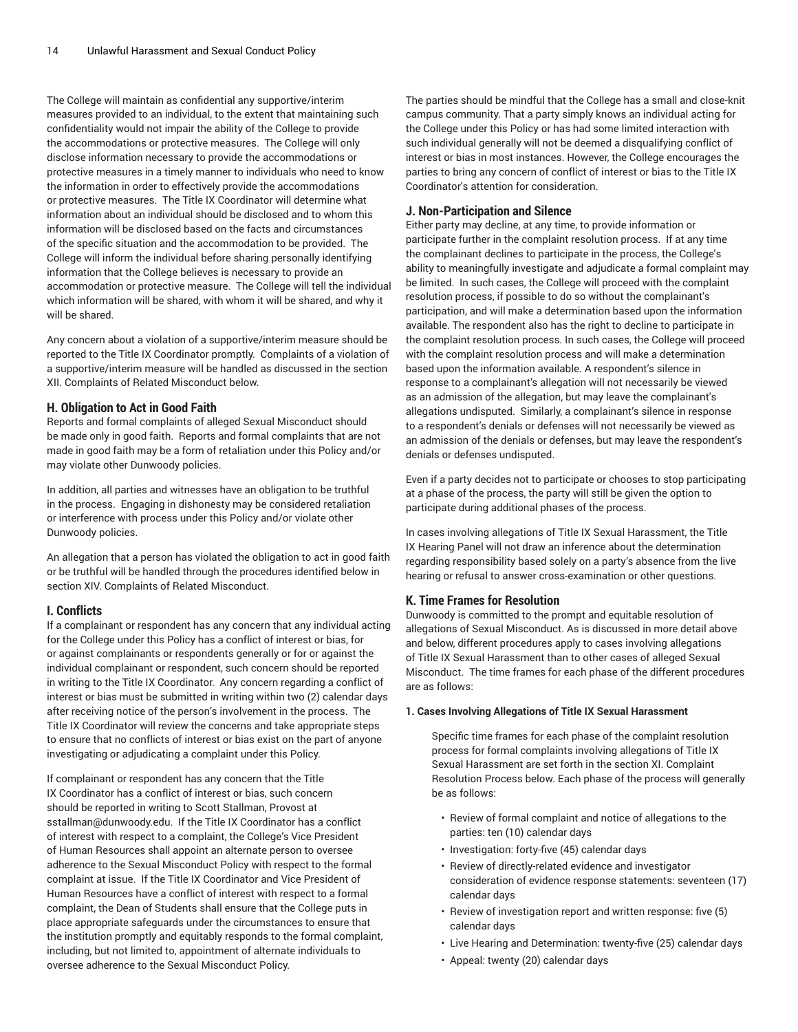The College will maintain as confidential any supportive/interim measures provided to an individual, to the extent that maintaining such confidentiality would not impair the ability of the College to provide the accommodations or protective measures. The College will only disclose information necessary to provide the accommodations or protective measures in a timely manner to individuals who need to know the information in order to effectively provide the accommodations or protective measures. The Title IX Coordinator will determine what information about an individual should be disclosed and to whom this information will be disclosed based on the facts and circumstances of the specific situation and the accommodation to be provided. The College will inform the individual before sharing personally identifying information that the College believes is necessary to provide an accommodation or protective measure. The College will tell the individual which information will be shared, with whom it will be shared, and why it will be shared.

Any concern about a violation of a supportive/interim measure should be reported to the Title IX Coordinator promptly. Complaints of a violation of a supportive/interim measure will be handled as discussed in the section XII. Complaints of Related Misconduct below.

### H. Obligation to Act in Good Faith

Reports and formal complaints of alleged Sexual Misconduct should be made only in good faith. Reports and formal complaints that are not made in good faith may be a form of retaliation under this Policy and/or may violate other Dunwoody policies.

In addition, all parties and witnesses have an obligation to be truthful in the process. Engaging in dishonesty may be considered retaliation or interference with process under this Policy and/or violate other Dunwoody policies.

An allegation that a person has violated the obligation to act in good faith or be truthful will be handled through the procedures identified below in section XIV. Complaints of Related Misconduct.

### I. Conflicts

If a complainant or respondent has any concern that any individual acting for the College under this Policy has a conflict of interest or bias, for or against complainants or respondents generally or for or against the individual complainant or respondent, such concern should be reported in writing to the Title IX Coordinator. Any concern regarding a conflict of interest or bias must be submitted in writing within two (2) calendar days after receiving notice of the person's involvement in the process. The Title IX Coordinator will review the concerns and take appropriate steps to ensure that no conflicts of interest or bias exist on the part of anyone investigating or adjudicating a complaint under this Policy.

If complainant or respondent has any concern that the Title IX Coordinator has a conflict of interest or bias, such concern should be reported in writing to Scott Stallman, Provost at sstallman@dunwoody.edu. If the Title IX Coordinator has a conflict of interest with respect to a complaint, the College's Vice President of Human Resources shall appoint an alternate person to oversee adherence to the Sexual Misconduct Policy with respect to the formal complaint at issue. If the Title IX Coordinator and Vice President of Human Resources have a conflict of interest with respect to a formal complaint, the Dean of Students shall ensure that the College puts in place appropriate safeguards under the circumstances to ensure that the institution promptly and equitably responds to the formal complaint, including, but not limited to, appointment of alternate individuals to oversee adherence to the Sexual Misconduct Policy.

The parties should be mindful that the College has a small and close-knit campus community. That a party simply knows an individual acting for the College under this Policy or has had some limited interaction with such individual generally will not be deemed a disqualifying conflict of interest or bias in most instances. However, the College encourages the parties to bring any concern of conflict of interest or bias to the Title IX Coordinator's attention for consideration.

### J. Non-Participation and Silence

Either party may decline, at any time, to provide information or participate further in the complaint resolution process. If at any time the complainant declines to participate in the process, the College's ability to meaningfully investigate and adjudicate a formal complaint may be limited. In such cases, the College will proceed with the complaint resolution process, if possible to do so without the complainant's participation, and will make a determination based upon the information available. The respondent also has the right to decline to participate in the complaint resolution process. In such cases, the College will proceed with the complaint resolution process and will make a determination based upon the information available. A respondent's silence in response to a complainant's allegation will not necessarily be viewed as an admission of the allegation, but may leave the complainant's allegations undisputed. Similarly, a complainant's silence in response to a respondent's denials or defenses will not necessarily be viewed as an admission of the denials or defenses, but may leave the respondent's denials or defenses undisputed.

Even if a party decides not to participate or chooses to stop participating at a phase of the process, the party will still be given the option to participate during additional phases of the process.

In cases involving allegations of Title IX Sexual Harassment, the Title IX Hearing Panel will not draw an inference about the determination regarding responsibility based solely on a party's absence from the live hearing or refusal to answer cross-examination or other questions.

### K. Time Frames for Resolution

Dunwoody is committed to the prompt and equitable resolution of allegations of Sexual Misconduct. As is discussed in more detail above and below, different procedures apply to cases involving allegations of Title IX Sexual Harassment than to other cases of alleged Sexual Misconduct. The time frames for each phase of the different procedures are as follows:

#### 1. Cases Involving Allegations of Title IX Sexual Harassment

Specific time frames for each phase of the complaint resolution process for formal complaints involving allegations of Title IX Sexual Harassment are set forth in the section XI. Complaint Resolution Process below. Each phase of the process will generally be as follows:

- Review of formal complaint and notice of allegations to the parties: ten (10) calendar days
- Investigation: forty-five (45) calendar days
- Review of directly-related evidence and investigator consideration of evidence response statements: seventeen (17) calendar days
- Review of investigation report and written response: five (5) calendar days
- Live Hearing and Determination: twenty-five (25) calendar days
- Appeal: twenty (20) calendar days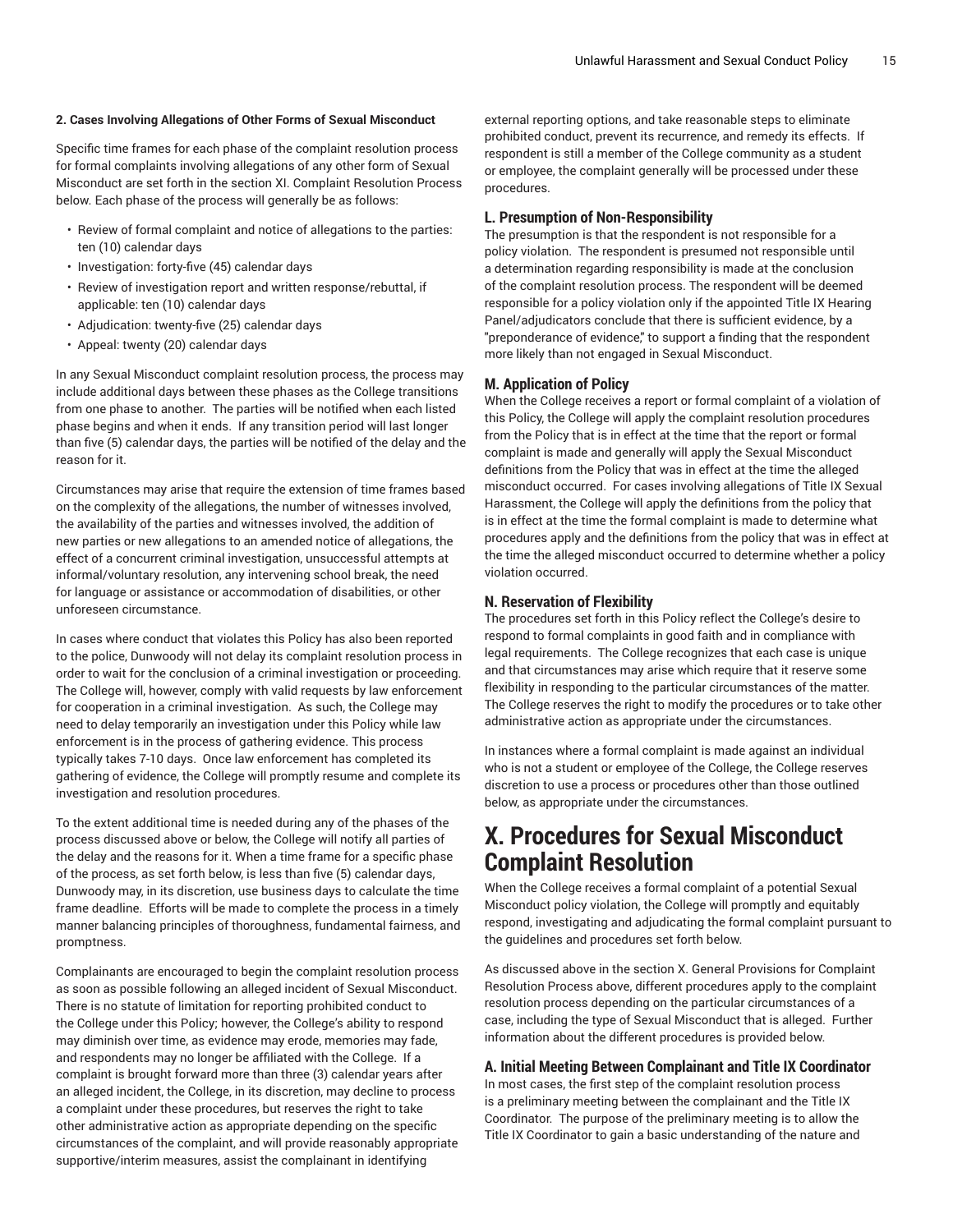**2. Cases Involving Allegations of Other Forms of Sexual Misconduct**

Specific time frames for each phase of the complaint resolution process for formal complaints involving allegations of any other form of Sexual Misconduct are set forth in the section XI. Complaint Resolution Process below. Each phase of the process will generally be as follows:

- Review of formal complaint and notice of allegations to the parties: ten (10) calendar days
- Investigation: forty-five (45) calendar days
- Review of investigation report and written response/rebuttal, if applicable: ten (10) calendar days
- Adjudication: twenty-five (25) calendar days
- Appeal: twenty (20) calendar days

In any Sexual Misconduct complaint resolution process, the process may include additional days between these phases as the College transitions from one phase to another. The parties will be notified when each listed phase begins and when it ends. If any transition period will last longer than five (5) calendar days, the parties will be notified of the delay and the reason for it.

Circumstances may arise that require the extension of time frames based on the complexity of the allegations, the number of witnesses involved, the availability of the parties and witnesses involved, the addition of new parties or new allegations to an amended notice of allegations, the effect of a concurrent criminal investigation, unsuccessful attempts at informal/voluntary resolution, any intervening school break, the need for language or assistance or accommodation of disabilities, or other unforeseen circumstance.

In cases where conduct that violates this Policy has also been reported to the police, Dunwoody will not delay its complaint resolution process in order to wait for the conclusion of a criminal investigation or proceeding. The College will, however, comply with valid requests by law enforcement for cooperation in a criminal investigation. As such, the College may need to delay temporarily an investigation under this Policy while law enforcement is in the process of gathering evidence. This process typically takes 7-10 days. Once law enforcement has completed its gathering of evidence, the College will promptly resume and complete its investigation and resolution procedures.

To the extent additional time is needed during any of the phases of the process discussed above or below, the College will notify all parties of the delay and the reasons for it. When a time frame for a specific phase of the process, as set forth below, is less than five (5) calendar days, Dunwoody may, in its discretion, use business days to calculate the time frame deadline. Efforts will be made to complete the process in a timely manner balancing principles of thoroughness, fundamental fairness, and promptness.

Complainants are encouraged to begin the complaint resolution process as soon as possible following an alleged incident of Sexual Misconduct. There is no statute of limitation for reporting prohibited conduct to the College under this Policy; however, the College's ability to respond may diminish over time, as evidence may erode, memories may fade, and respondents may no longer be affiliated with the College. If a complaint is brought forward more than three (3) calendar years after an alleged incident, the College, in its discretion, may decline to process a complaint under these procedures, but reserves the right to take other administrative action as appropriate depending on the specific circumstances of the complaint, and will provide reasonably appropriate supportive/interim measures, assist the complainant in identifying external reporting options, and take reasonable steps to eliminate prohibited conduct, prevent its recurrence, and remedy its effects. If respondent is still a member of the College community as a student or employee, the complaint generally will be processed under these procedures.

### L. Presumption of Non-Responsibility

The presumption is that the respondent is not responsible for a policy violation. The respondent is presumed not responsible until a determination regarding responsibility is made at the conclusion of the complaint resolution process. The respondent will be deemed responsible for a policy violation only if the appointed Title IX Hearing Panel/adjudicators conclude that there is sufficient evidence, by a "preponderance of evidence," to support a finding that the respondent more likely than not engaged in Sexual Misconduct.

### M. Application of Policy

When the College receives a report or formal complaint of a violation of this Policy, the College will apply the complaint resolution procedures from the Policy that is in effect at the time that the report or formal complaint is made and generally will apply the Sexual Misconduct definitions from the Policy that was in effect at the time the alleged misconduct occurred. For cases involving allegations of Title IX Sexual Harassment, the College will apply the definitions from the policy that is in effect at the time the formal complaint is made to determine what procedures apply and the definitions from the policy that was in effect at the time the alleged misconduct occurred to determine whether a policy violation occurred.

### N. Reservation of Flexibility

The procedures set forth in this Policy reflect the College's desire to respond to formal complaints in good faith and in compliance with legal requirements. The College recognizes that each case is unique and that circumstances may arise which require that it reserve some flexibility in responding to the particular circumstances of the matter. The College reserves the right to modify the procedures or to take other administrative action as appropriate under the circumstances.

In instances where a formal complaint is made against an individual who is not a student or employee of the College, the College reserves discretion to use a process or procedures other than those outlined below, as appropriate under the circumstances.

# X. Procedures for Sexual Misconduct Complaint Resolution

When the College receives a formal complaint of a potential Sexual Misconduct policy violation, the College will promptly and equitably respond, investigating and adjudicating the formal complaint pursuant to the guidelines and procedures set forth below.

As discussed above in the section X. General Provisions for Complaint Resolution Process above, different procedures apply to the complaint resolution process depending on the particular circumstances of a case, including the type of Sexual Misconduct that is alleged. Further information about the different procedures is provided below.

### A. Initial Meeting Between Complainant and Title IX Coordinator

In most cases, the first step of the complaint resolution process is a preliminary meeting between the complainant and the Title IX Coordinator. The purpose of the preliminary meeting is to allow the Title IX Coordinator to gain a basic understanding of the nature and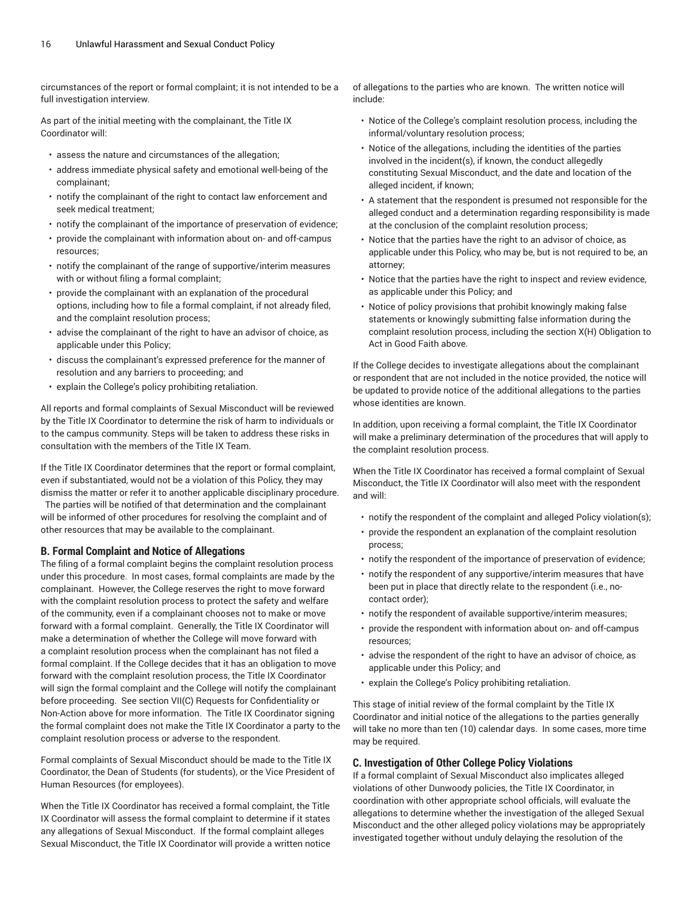circumstances of the report or formal complaint; it is not intended to be a full investigation interview.

As part of the initial meeting with the complainant, the Title IX Coordinator will:

- assess the nature and circumstances of the allegation;
- address immediate physical safety and emotional well-being of the complainant;
- notify the complainant of the right to contact law enforcement and seek medical treatment;
- notify the complainant of the importance of preservation of evidence;
- provide the complainant with information about on- and off-campus resources;
- notify the complainant of the range of supportive/interim measures with or without filing a formal complaint;
- provide the complainant with an explanation of the procedural options, including how to file a formal complaint, if not already filed, and the complaint resolution process;
- advise the complainant of the right to have an advisor of choice, as applicable under this Policy;
- discuss the complainant's expressed preference for the manner of resolution and any barriers to proceeding; and
- explain the College's policy prohibiting retaliation.

All reports and formal complaints of Sexual Misconduct will be reviewed by the Title IX Coordinator to determine the risk of harm to individuals or to the campus community. Steps will be taken to address these risks in consultation with the members of the Title IX Team.

If the Title IX Coordinator determines that the report or formal complaint, even if substantiated, would not be a violation of this Policy, they may dismiss the matter or refer it to another applicable disciplinary procedure. The parties will be notified of that determination and the complainant will be informed of other procedures for resolving the complaint and of other resources that may be available to the complainant.

### B. Formal Complaint and Notice of Allegations

The filing of a formal complaint begins the complaint resolution process under this procedure. In most cases, formal complaints are made by the complainant. However, the College reserves the right to move forward with the complaint resolution process to protect the safety and welfare of the community, even if a complainant chooses not to make or move forward with a formal complaint. Generally, the Title IX Coordinator will make a determination of whether the College will move forward with a complaint resolution process when the complainant has not filed a formal complaint. If the College decides that it has an obligation to move forward with the complaint resolution process, the Title IX Coordinator will sign the formal complaint and the College will notify the complainant before proceeding. See section VII(C) Requests for Confidentiality or Non-Action above for more information. The Title IX Coordinator signing the formal complaint does not make the Title IX Coordinator a party to the complaint resolution process or adverse to the respondent.

Formal complaints of Sexual Misconduct should be made to the Title IX Coordinator, the Dean of Students (for students), or the Vice President of Human Resources (for employees).

When the Title IX Coordinator has received a formal complaint, the Title IX Coordinator will assess the formal complaint to determine if it states any allegations of Sexual Misconduct. If the formal complaint alleges Sexual Misconduct, the Title IX Coordinator will provide a written notice of allegations to the parties who are known. The written notice will include:

- Notice of the College's complaint resolution process, including the informal/voluntary resolution process;
- Notice of the allegations, including the identities of the parties involved in the incident(s), if known, the conduct allegedly constituting Sexual Misconduct, and the date and location of the alleged incident, if known;
- A statement that the respondent is presumed not responsible for the alleged conduct and a determination regarding responsibility is made at the conclusion of the complaint resolution process;
- Notice that the parties have the right to an advisor of choice, as applicable under this Policy, who may be, but is not required to be, an attorney;
- Notice that the parties have the right to inspect and review evidence, as applicable under this Policy; and
- Notice of policy provisions that prohibit knowingly making false statements or knowingly submitting false information during the complaint resolution process, including the section X(H) Obligation to Act in Good Faith above.

If the College decides to investigate allegations about the complainant or respondent that are not included in the notice provided, the notice will be updated to provide notice of the additional allegations to the parties whose identities are known.

In addition, upon receiving a formal complaint, the Title IX Coordinator will make a preliminary determination of the procedures that will apply to the complaint resolution process.

When the Title IX Coordinator has received a formal complaint of Sexual Misconduct, the Title IX Coordinator will also meet with the respondent and will:

- notify the respondent of the complaint and alleged Policy violation(s);
- provide the respondent an explanation of the complaint resolution process;
- notify the respondent of the importance of preservation of evidence;
- notify the respondent of any supportive/interim measures that have been put in place that directly relate to the respondent (i.e., no-contact order);
- notify the respondent of available supportive/interim measures;
- provide the respondent with information about on- and off-campus resources;
- advise the respondent of the right to have an advisor of choice, as applicable under this Policy; and
- explain the College's Policy prohibiting retaliation.

This stage of initial review of the formal complaint by the Title IX Coordinator and initial notice of the allegations to the parties generally will take no more than ten (10) calendar days. In some cases, more time may be required.

### C. Investigation of Other College Policy Violations

If a formal complaint of Sexual Misconduct also implicates alleged violations of other Dunwoody policies, the Title IX Coordinator, in coordination with other appropriate school officials, will evaluate the allegations to determine whether the investigation of the alleged Sexual Misconduct and the other alleged policy violations may be appropriately investigated together without unduly delaying the resolution of the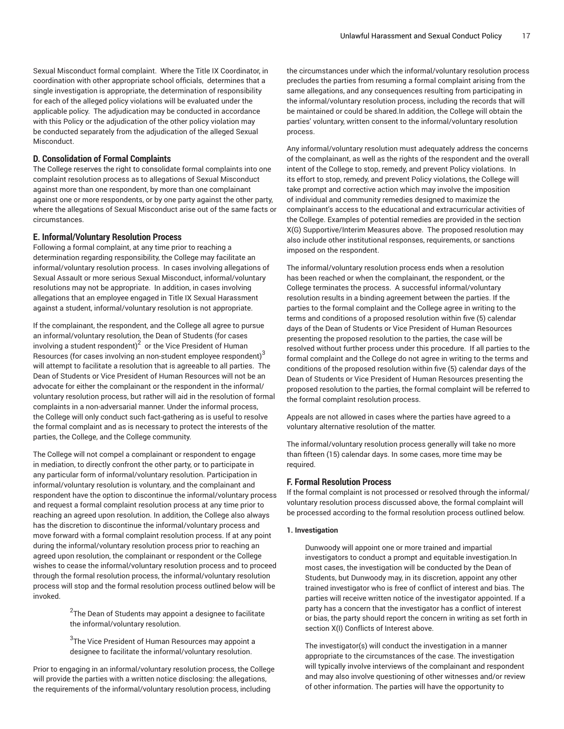Sexual Misconduct formal complaint. Where the Title IX Coordinator, in coordination with other appropriate school officials, determines that a single investigation is appropriate, the determination of responsibility for each of the alleged policy violations will be evaluated under the applicable policy. The adjudication may be conducted in accordance with this Policy or the adjudication of the other policy violation may be conducted separately from the adjudication of the alleged Sexual Misconduct.

### D. Consolidation of Formal Complaints

The College reserves the right to consolidate formal complaints into one complaint resolution process as to allegations of Sexual Misconduct against more than one respondent, by more than one complainant against one or more respondents, or by one party against the other party, where the allegations of Sexual Misconduct arise out of the same facts or circumstances.

### E. Informal/Voluntary Resolution Process

Following a formal complaint, at any time prior to reaching a determination regarding responsibility, the College may facilitate an informal/voluntary resolution process. In cases involving allegations of Sexual Assault or more serious Sexual Misconduct, informal/voluntary resolutions may not be appropriate. In addition, in cases involving allegations that an employee engaged in Title IX Sexual Harassment against a student, informal/voluntary resolution is not appropriate.

If the complainant, the respondent, and the College all agree to pursue an informal/voluntary resolution, the Dean of Students (for cases involving a student respondent)[2] or the Vice President of Human Resources (for cases involving an non-student employee respondent)[3] will attempt to facilitate a resolution that is agreeable to all parties. The Dean of Students or Vice President of Human Resources will not be an advocate for either the complainant or the respondent in the informal/voluntary resolution process, but rather will aid in the resolution of formal complaints in a non-adversarial manner. Under the informal process, the College will only conduct such fact-gathering as is useful to resolve the formal complaint and as is necessary to protect the interests of the parties, the College, and the College community.

The College will not compel a complainant or respondent to engage in mediation, to directly confront the other party, or to participate in any particular form of informal/voluntary resolution. Participation in informal/voluntary resolution is voluntary, and the complainant and respondent have the option to discontinue the informal/voluntary process and request a formal complaint resolution process at any time prior to reaching an agreed upon resolution. In addition, the College also always has the discretion to discontinue the informal/voluntary process and move forward with a formal complaint resolution process. If at any point during the informal/voluntary resolution process prior to reaching an agreed upon resolution, the complainant or respondent or the College wishes to cease the informal/voluntary resolution process and to proceed through the formal resolution process, the informal/voluntary resolution process will stop and the formal resolution process outlined below will be invoked.

> [2]The Dean of Students may appoint a designee to facilitate the informal/voluntary resolution.
>
> [3]The Vice President of Human Resources may appoint a designee to facilitate the informal/voluntary resolution.

Prior to engaging in an informal/voluntary resolution process, the College will provide the parties with a written notice disclosing: the allegations, the requirements of the informal/voluntary resolution process, including the circumstances under which the informal/voluntary resolution process precludes the parties from resuming a formal complaint arising from the same allegations, and any consequences resulting from participating in the informal/voluntary resolution process, including the records that will be maintained or could be shared.In addition, the College will obtain the parties' voluntary, written consent to the informal/voluntary resolution process.

Any informal/voluntary resolution must adequately address the concerns of the complainant, as well as the rights of the respondent and the overall intent of the College to stop, remedy, and prevent Policy violations. In its effort to stop, remedy, and prevent Policy violations, the College will take prompt and corrective action which may involve the imposition of individual and community remedies designed to maximize the complainant's access to the educational and extracurricular activities of the College. Examples of potential remedies are provided in the section X(G) Supportive/Interim Measures above. The proposed resolution may also include other institutional responses, requirements, or sanctions imposed on the respondent.

The informal/voluntary resolution process ends when a resolution has been reached or when the complainant, the respondent, or the College terminates the process. A successful informal/voluntary resolution results in a binding agreement between the parties. If the parties to the formal complaint and the College agree in writing to the terms and conditions of a proposed resolution within five (5) calendar days of the Dean of Students or Vice President of Human Resources presenting the proposed resolution to the parties, the case will be resolved without further process under this procedure. If all parties to the formal complaint and the College do not agree in writing to the terms and conditions of the proposed resolution within five (5) calendar days of the Dean of Students or Vice President of Human Resources presenting the proposed resolution to the parties, the formal complaint will be referred to the formal complaint resolution process.

Appeals are not allowed in cases where the parties have agreed to a voluntary alternative resolution of the matter.

The informal/voluntary resolution process generally will take no more than fifteen (15) calendar days. In some cases, more time may be required.

### F. Formal Resolution Process

If the formal complaint is not processed or resolved through the informal/voluntary resolution process discussed above, the formal complaint will be processed according to the formal resolution process outlined below.

#### 1. Investigation

Dunwoody will appoint one or more trained and impartial investigators to conduct a prompt and equitable investigation.In most cases, the investigation will be conducted by the Dean of Students, but Dunwoody may, in its discretion, appoint any other trained investigator who is free of conflict of interest and bias. The parties will receive written notice of the investigator appointed. If a party has a concern that the investigator has a conflict of interest or bias, the party should report the concern in writing as set forth in section X(I) Conflicts of Interest above.

The investigator(s) will conduct the investigation in a manner appropriate to the circumstances of the case. The investigation will typically involve interviews of the complainant and respondent and may also involve questioning of other witnesses and/or review of other information. The parties will have the opportunity to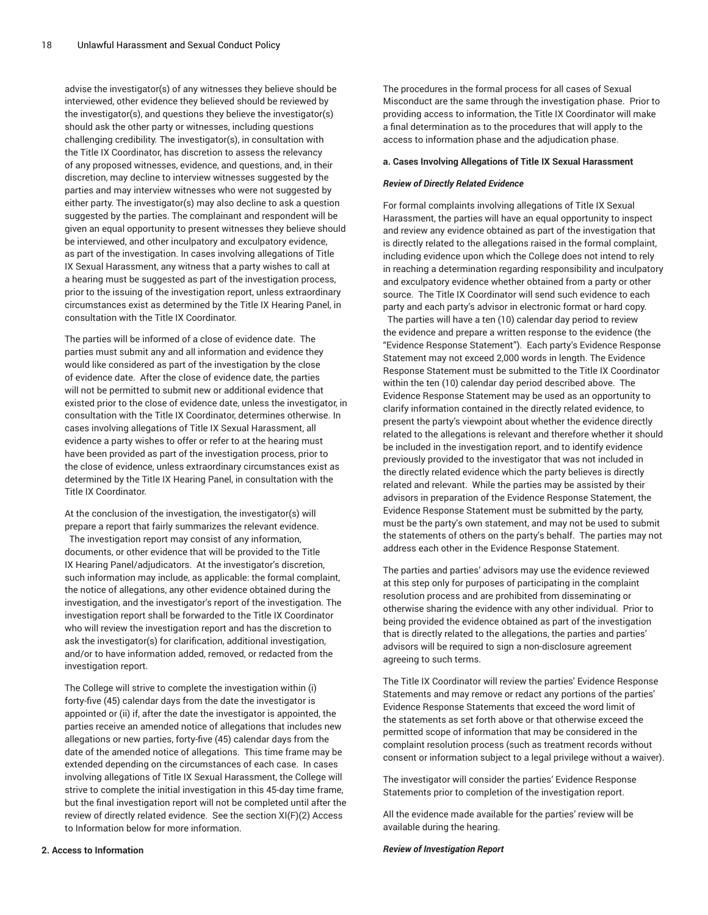advise the investigator(s) of any witnesses they believe should be interviewed, other evidence they believed should be reviewed by the investigator(s), and questions they believe the investigator(s) should ask the other party or witnesses, including questions challenging credibility. The investigator(s), in consultation with the Title IX Coordinator, has discretion to assess the relevancy of any proposed witnesses, evidence, and questions, and, in their discretion, may decline to interview witnesses suggested by the parties and may interview witnesses who were not suggested by either party. The investigator(s) may also decline to ask a question suggested by the parties. The complainant and respondent will be given an equal opportunity to present witnesses they believe should be interviewed, and other inculpatory and exculpatory evidence, as part of the investigation. In cases involving allegations of Title IX Sexual Harassment, any witness that a party wishes to call at a hearing must be suggested as part of the investigation process, prior to the issuing of the investigation report, unless extraordinary circumstances exist as determined by the Title IX Hearing Panel, in consultation with the Title IX Coordinator.

The parties will be informed of a close of evidence date. The parties must submit any and all information and evidence they would like considered as part of the investigation by the close of evidence date. After the close of evidence date, the parties will not be permitted to submit new or additional evidence that existed prior to the close of evidence date, unless the investigator, in consultation with the Title IX Coordinator, determines otherwise. In cases involving allegations of Title IX Sexual Harassment, all evidence a party wishes to offer or refer to at the hearing must have been provided as part of the investigation process, prior to the close of evidence, unless extraordinary circumstances exist as determined by the Title IX Hearing Panel, in consultation with the Title IX Coordinator.

At the conclusion of the investigation, the investigator(s) will prepare a report that fairly summarizes the relevant evidence. The investigation report may consist of any information, documents, or other evidence that will be provided to the Title IX Hearing Panel/adjudicators. At the investigator's discretion, such information may include, as applicable: the formal complaint, the notice of allegations, any other evidence obtained during the investigation, and the investigator's report of the investigation. The investigation report shall be forwarded to the Title IX Coordinator who will review the investigation report and has the discretion to ask the investigator(s) for clarification, additional investigation, and/or to have information added, removed, or redacted from the investigation report.

The College will strive to complete the investigation within (i) forty-five (45) calendar days from the date the investigator is appointed or (ii) if, after the date the investigator is appointed, the parties receive an amended notice of allegations that includes new allegations or new parties, forty-five (45) calendar days from the date of the amended notice of allegations. This time frame may be extended depending on the circumstances of each case. In cases involving allegations of Title IX Sexual Harassment, the College will strive to complete the initial investigation in this 45-day time frame, but the final investigation report will not be completed until after the review of directly related evidence. See the section XI(F)(2) Access to Information below for more information.

**2. Access to Information**

The procedures in the formal process for all cases of Sexual Misconduct are the same through the investigation phase. Prior to providing access to information, the Title IX Coordinator will make a final determination as to the procedures that will apply to the access to information phase and the adjudication phase.

**a. Cases Involving Allegations of Title IX Sexual Harassment**

***Review of Directly Related Evidence***

For formal complaints involving allegations of Title IX Sexual Harassment, the parties will have an equal opportunity to inspect and review any evidence obtained as part of the investigation that is directly related to the allegations raised in the formal complaint, including evidence upon which the College does not intend to rely in reaching a determination regarding responsibility and inculpatory and exculpatory evidence whether obtained from a party or other source. The Title IX Coordinator will send such evidence to each party and each party's advisor in electronic format or hard copy. The parties will have a ten (10) calendar day period to review the evidence and prepare a written response to the evidence (the "Evidence Response Statement"). Each party's Evidence Response Statement may not exceed 2,000 words in length. The Evidence Response Statement must be submitted to the Title IX Coordinator within the ten (10) calendar day period described above. The Evidence Response Statement may be used as an opportunity to clarify information contained in the directly related evidence, to present the party's viewpoint about whether the evidence directly related to the allegations is relevant and therefore whether it should be included in the investigation report, and to identify evidence previously provided to the investigator that was not included in the directly related evidence which the party believes is directly related and relevant. While the parties may be assisted by their advisors in preparation of the Evidence Response Statement, the Evidence Response Statement must be submitted by the party, must be the party's own statement, and may not be used to submit the statements of others on the party's behalf. The parties may not address each other in the Evidence Response Statement.

The parties and parties' advisors may use the evidence reviewed at this step only for purposes of participating in the complaint resolution process and are prohibited from disseminating or otherwise sharing the evidence with any other individual. Prior to being provided the evidence obtained as part of the investigation that is directly related to the allegations, the parties and parties' advisors will be required to sign a non-disclosure agreement agreeing to such terms.

The Title IX Coordinator will review the parties' Evidence Response Statements and may remove or redact any portions of the parties' Evidence Response Statements that exceed the word limit of the statements as set forth above or that otherwise exceed the permitted scope of information that may be considered in the complaint resolution process (such as treatment records without consent or information subject to a legal privilege without a waiver).

The investigator will consider the parties' Evidence Response Statements prior to completion of the investigation report.

All the evidence made available for the parties' review will be available during the hearing.

***Review of Investigation Report***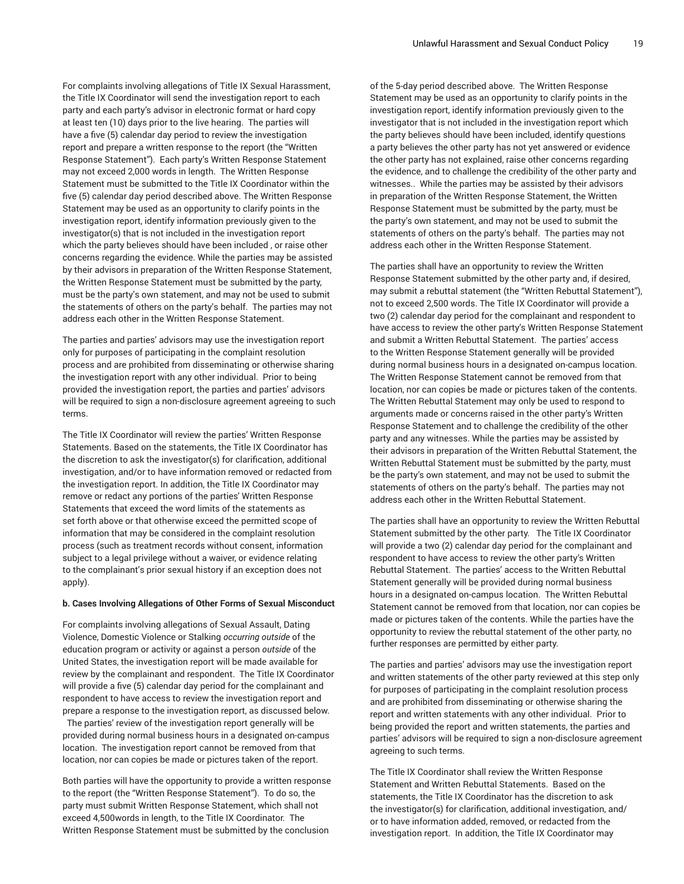For complaints involving allegations of Title IX Sexual Harassment, the Title IX Coordinator will send the investigation report to each party and each party's advisor in electronic format or hard copy at least ten (10) days prior to the live hearing. The parties will have a five (5) calendar day period to review the investigation report and prepare a written response to the report (the "Written Response Statement"). Each party's Written Response Statement may not exceed 2,000 words in length. The Written Response Statement must be submitted to the Title IX Coordinator within the five (5) calendar day period described above. The Written Response Statement may be used as an opportunity to clarify points in the investigation report, identify information previously given to the investigator(s) that is not included in the investigation report which the party believes should have been included , or raise other concerns regarding the evidence. While the parties may be assisted by their advisors in preparation of the Written Response Statement, the Written Response Statement must be submitted by the party, must be the party's own statement, and may not be used to submit the statements of others on the party's behalf. The parties may not address each other in the Written Response Statement.

The parties and parties' advisors may use the investigation report only for purposes of participating in the complaint resolution process and are prohibited from disseminating or otherwise sharing the investigation report with any other individual. Prior to being provided the investigation report, the parties and parties' advisors will be required to sign a non-disclosure agreement agreeing to such terms.

The Title IX Coordinator will review the parties' Written Response Statements. Based on the statements, the Title IX Coordinator has the discretion to ask the investigator(s) for clarification, additional investigation, and/or to have information removed or redacted from the investigation report. In addition, the Title IX Coordinator may remove or redact any portions of the parties' Written Response Statements that exceed the word limits of the statements as set forth above or that otherwise exceed the permitted scope of information that may be considered in the complaint resolution process (such as treatment records without consent, information subject to a legal privilege without a waiver, or evidence relating to the complainant's prior sexual history if an exception does not apply).

**b. Cases Involving Allegations of Other Forms of Sexual Misconduct**

For complaints involving allegations of Sexual Assault, Dating Violence, Domestic Violence or Stalking *occurring outside* of the education program or activity or against a person *outside* of the United States, the investigation report will be made available for review by the complainant and respondent. The Title IX Coordinator will provide a five (5) calendar day period for the complainant and respondent to have access to review the investigation report and prepare a response to the investigation report, as discussed below. The parties' review of the investigation report generally will be provided during normal business hours in a designated on-campus location. The investigation report cannot be removed from that location, nor can copies be made or pictures taken of the report.

Both parties will have the opportunity to provide a written response to the report (the "Written Response Statement"). To do so, the party must submit Written Response Statement, which shall not exceed 4,500words in length, to the Title IX Coordinator. The Written Response Statement must be submitted by the conclusion of the 5-day period described above. The Written Response Statement may be used as an opportunity to clarify points in the investigation report, identify information previously given to the investigator that is not included in the investigation report which the party believes should have been included, identify questions a party believes the other party has not yet answered or evidence the other party has not explained, raise other concerns regarding the evidence, and to challenge the credibility of the other party and witnesses.. While the parties may be assisted by their advisors in preparation of the Written Response Statement, the Written Response Statement must be submitted by the party, must be the party's own statement, and may not be used to submit the statements of others on the party's behalf. The parties may not address each other in the Written Response Statement.

The parties shall have an opportunity to review the Written Response Statement submitted by the other party and, if desired, may submit a rebuttal statement (the "Written Rebuttal Statement"), not to exceed 2,500 words. The Title IX Coordinator will provide a two (2) calendar day period for the complainant and respondent to have access to review the other party's Written Response Statement and submit a Written Rebuttal Statement. The parties' access to the Written Response Statement generally will be provided during normal business hours in a designated on-campus location. The Written Response Statement cannot be removed from that location, nor can copies be made or pictures taken of the contents. The Written Rebuttal Statement may only be used to respond to arguments made or concerns raised in the other party's Written Response Statement and to challenge the credibility of the other party and any witnesses. While the parties may be assisted by their advisors in preparation of the Written Rebuttal Statement, the Written Rebuttal Statement must be submitted by the party, must be the party's own statement, and may not be used to submit the statements of others on the party's behalf. The parties may not address each other in the Written Rebuttal Statement.

The parties shall have an opportunity to review the Written Rebuttal Statement submitted by the other party. The Title IX Coordinator will provide a two (2) calendar day period for the complainant and respondent to have access to review the other party's Written Rebuttal Statement. The parties' access to the Written Rebuttal Statement generally will be provided during normal business hours in a designated on-campus location. The Written Rebuttal Statement cannot be removed from that location, nor can copies be made or pictures taken of the contents. While the parties have the opportunity to review the rebuttal statement of the other party, no further responses are permitted by either party.

The parties and parties' advisors may use the investigation report and written statements of the other party reviewed at this step only for purposes of participating in the complaint resolution process and are prohibited from disseminating or otherwise sharing the report and written statements with any other individual. Prior to being provided the report and written statements, the parties and parties' advisors will be required to sign a non-disclosure agreement agreeing to such terms.

The Title IX Coordinator shall review the Written Response Statement and Written Rebuttal Statements. Based on the statements, the Title IX Coordinator has the discretion to ask the investigator(s) for clarification, additional investigation, and/or to have information added, removed, or redacted from the investigation report. In addition, the Title IX Coordinator may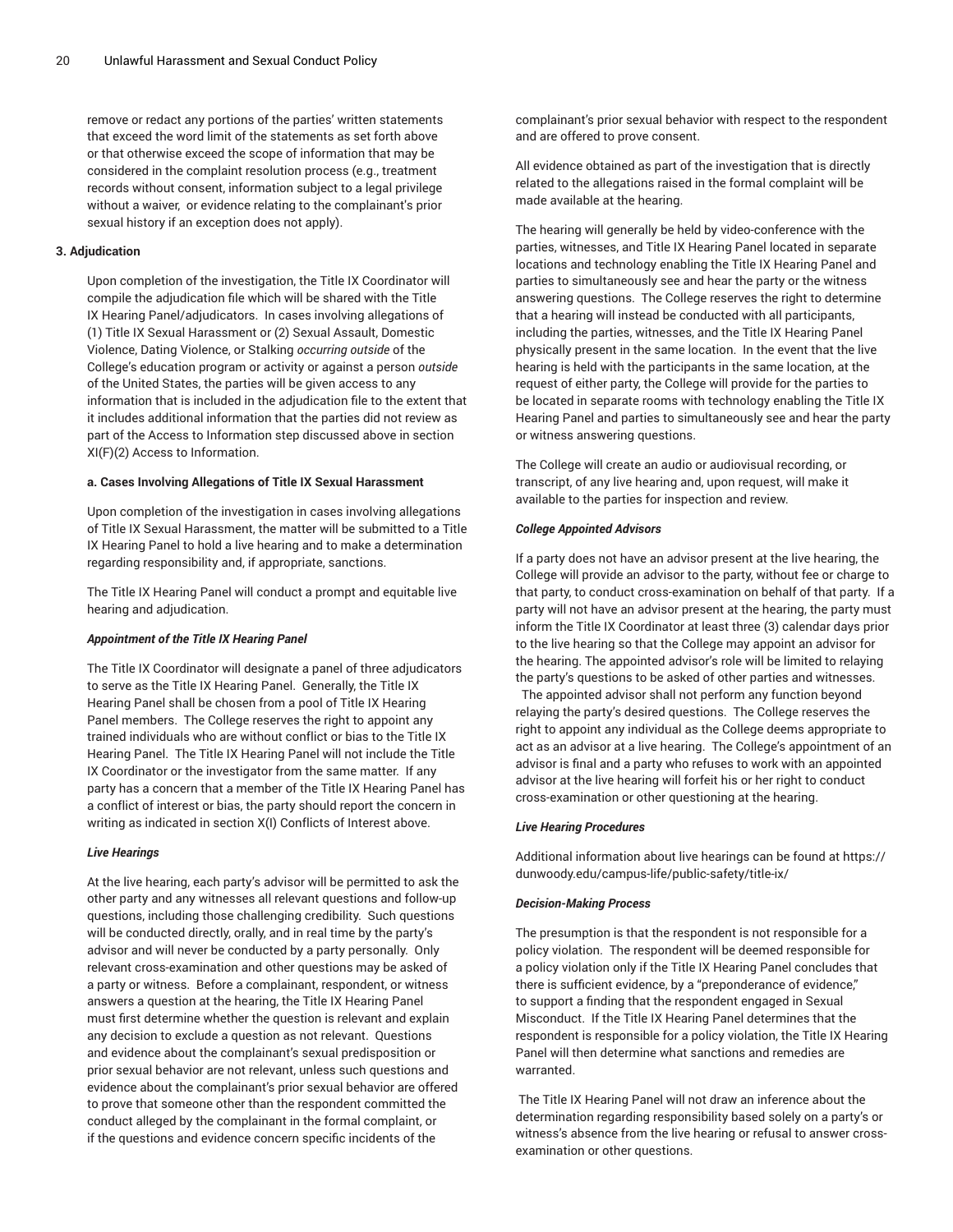remove or redact any portions of the parties' written statements that exceed the word limit of the statements as set forth above or that otherwise exceed the scope of information that may be considered in the complaint resolution process (e.g., treatment records without consent, information subject to a legal privilege without a waiver, or evidence relating to the complainant's prior sexual history if an exception does not apply).

**3. Adjudication**

Upon completion of the investigation, the Title IX Coordinator will compile the adjudication file which will be shared with the Title IX Hearing Panel/adjudicators. In cases involving allegations of (1) Title IX Sexual Harassment or (2) Sexual Assault, Domestic Violence, Dating Violence, or Stalking *occurring outside* of the College's education program or activity or against a person *outside* of the United States, the parties will be given access to any information that is included in the adjudication file to the extent that it includes additional information that the parties did not review as part of the Access to Information step discussed above in section XI(F)(2) Access to Information.

**a. Cases Involving Allegations of Title IX Sexual Harassment**

Upon completion of the investigation in cases involving allegations of Title IX Sexual Harassment, the matter will be submitted to a Title IX Hearing Panel to hold a live hearing and to make a determination regarding responsibility and, if appropriate, sanctions.

The Title IX Hearing Panel will conduct a prompt and equitable live hearing and adjudication.

***Appointment of the Title IX Hearing Panel***

The Title IX Coordinator will designate a panel of three adjudicators to serve as the Title IX Hearing Panel. Generally, the Title IX Hearing Panel shall be chosen from a pool of Title IX Hearing Panel members. The College reserves the right to appoint any trained individuals who are without conflict or bias to the Title IX Hearing Panel. The Title IX Hearing Panel will not include the Title IX Coordinator or the investigator from the same matter. If any party has a concern that a member of the Title IX Hearing Panel has a conflict of interest or bias, the party should report the concern in writing as indicated in section X(I) Conflicts of Interest above.

***Live Hearings***

At the live hearing, each party's advisor will be permitted to ask the other party and any witnesses all relevant questions and follow-up questions, including those challenging credibility. Such questions will be conducted directly, orally, and in real time by the party's advisor and will never be conducted by a party personally. Only relevant cross-examination and other questions may be asked of a party or witness. Before a complainant, respondent, or witness answers a question at the hearing, the Title IX Hearing Panel must first determine whether the question is relevant and explain any decision to exclude a question as not relevant. Questions and evidence about the complainant's sexual predisposition or prior sexual behavior are not relevant, unless such questions and evidence about the complainant's prior sexual behavior are offered to prove that someone other than the respondent committed the conduct alleged by the complainant in the formal complaint, or if the questions and evidence concern specific incidents of the complainant's prior sexual behavior with respect to the respondent and are offered to prove consent.

All evidence obtained as part of the investigation that is directly related to the allegations raised in the formal complaint will be made available at the hearing.

The hearing will generally be held by video-conference with the parties, witnesses, and Title IX Hearing Panel located in separate locations and technology enabling the Title IX Hearing Panel and parties to simultaneously see and hear the party or the witness answering questions. The College reserves the right to determine that a hearing will instead be conducted with all participants, including the parties, witnesses, and the Title IX Hearing Panel physically present in the same location. In the event that the live hearing is held with the participants in the same location, at the request of either party, the College will provide for the parties to be located in separate rooms with technology enabling the Title IX Hearing Panel and parties to simultaneously see and hear the party or witness answering questions.

The College will create an audio or audiovisual recording, or transcript, of any live hearing and, upon request, will make it available to the parties for inspection and review.

***College Appointed Advisors***

If a party does not have an advisor present at the live hearing, the College will provide an advisor to the party, without fee or charge to that party, to conduct cross-examination on behalf of that party. If a party will not have an advisor present at the hearing, the party must inform the Title IX Coordinator at least three (3) calendar days prior to the live hearing so that the College may appoint an advisor for the hearing. The appointed advisor's role will be limited to relaying the party's questions to be asked of other parties and witnesses. The appointed advisor shall not perform any function beyond relaying the party's desired questions. The College reserves the right to appoint any individual as the College deems appropriate to act as an advisor at a live hearing. The College's appointment of an advisor is final and a party who refuses to work with an appointed advisor at the live hearing will forfeit his or her right to conduct cross-examination or other questioning at the hearing.

***Live Hearing Procedures***

Additional information about live hearings can be found at https://dunwoody.edu/campus-life/public-safety/title-ix/

***Decision-Making Process***

The presumption is that the respondent is not responsible for a policy violation. The respondent will be deemed responsible for a policy violation only if the Title IX Hearing Panel concludes that there is sufficient evidence, by a "preponderance of evidence," to support a finding that the respondent engaged in Sexual Misconduct. If the Title IX Hearing Panel determines that the respondent is responsible for a policy violation, the Title IX Hearing Panel will then determine what sanctions and remedies are warranted.

The Title IX Hearing Panel will not draw an inference about the determination regarding responsibility based solely on a party's or witness's absence from the live hearing or refusal to answer cross-examination or other questions.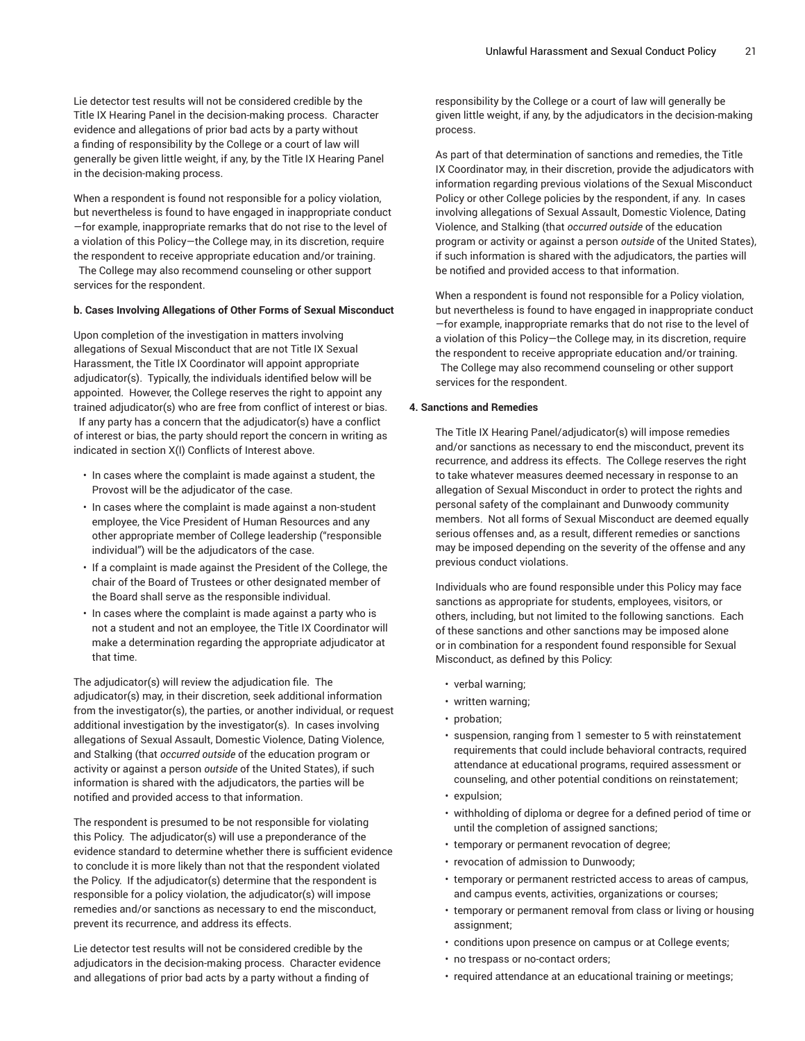Lie detector test results will not be considered credible by the Title IX Hearing Panel in the decision-making process. Character evidence and allegations of prior bad acts by a party without a finding of responsibility by the College or a court of law will generally be given little weight, if any, by the Title IX Hearing Panel in the decision-making process.

When a respondent is found not responsible for a policy violation, but nevertheless is found to have engaged in inappropriate conduct—for example, inappropriate remarks that do not rise to the level of a violation of this Policy—the College may, in its discretion, require the respondent to receive appropriate education and/or training. The College may also recommend counseling or other support services for the respondent.

**b. Cases Involving Allegations of Other Forms of Sexual Misconduct**

Upon completion of the investigation in matters involving allegations of Sexual Misconduct that are not Title IX Sexual Harassment, the Title IX Coordinator will appoint appropriate adjudicator(s). Typically, the individuals identified below will be appointed. However, the College reserves the right to appoint any trained adjudicator(s) who are free from conflict of interest or bias. If any party has a concern that the adjudicator(s) have a conflict of interest or bias, the party should report the concern in writing as indicated in section X(I) Conflicts of Interest above.

- In cases where the complaint is made against a student, the Provost will be the adjudicator of the case.
- In cases where the complaint is made against a non-student employee, the Vice President of Human Resources and any other appropriate member of College leadership ("responsible individual") will be the adjudicators of the case.
- If a complaint is made against the President of the College, the chair of the Board of Trustees or other designated member of the Board shall serve as the responsible individual.
- In cases where the complaint is made against a party who is not a student and not an employee, the Title IX Coordinator will make a determination regarding the appropriate adjudicator at that time.

The adjudicator(s) will review the adjudication file. The adjudicator(s) may, in their discretion, seek additional information from the investigator(s), the parties, or another individual, or request additional investigation by the investigator(s). In cases involving allegations of Sexual Assault, Domestic Violence, Dating Violence, and Stalking (that *occurred outside* of the education program or activity or against a person *outside* of the United States), if such information is shared with the adjudicators, the parties will be notified and provided access to that information.

The respondent is presumed to be not responsible for violating this Policy. The adjudicator(s) will use a preponderance of the evidence standard to determine whether there is sufficient evidence to conclude it is more likely than not that the respondent violated the Policy. If the adjudicator(s) determine that the respondent is responsible for a policy violation, the adjudicator(s) will impose remedies and/or sanctions as necessary to end the misconduct, prevent its recurrence, and address its effects.

Lie detector test results will not be considered credible by the adjudicators in the decision-making process. Character evidence and allegations of prior bad acts by a party without a finding of responsibility by the College or a court of law will generally be given little weight, if any, by the adjudicators in the decision-making process.

As part of that determination of sanctions and remedies, the Title IX Coordinator may, in their discretion, provide the adjudicators with information regarding previous violations of the Sexual Misconduct Policy or other College policies by the respondent, if any. In cases involving allegations of Sexual Assault, Domestic Violence, Dating Violence, and Stalking (that *occurred outside* of the education program or activity or against a person *outside* of the United States), if such information is shared with the adjudicators, the parties will be notified and provided access to that information.

When a respondent is found not responsible for a Policy violation, but nevertheless is found to have engaged in inappropriate conduct—for example, inappropriate remarks that do not rise to the level of a violation of this Policy—the College may, in its discretion, require the respondent to receive appropriate education and/or training. The College may also recommend counseling or other support services for the respondent.

**4. Sanctions and Remedies**

The Title IX Hearing Panel/adjudicator(s) will impose remedies and/or sanctions as necessary to end the misconduct, prevent its recurrence, and address its effects. The College reserves the right to take whatever measures deemed necessary in response to an allegation of Sexual Misconduct in order to protect the rights and personal safety of the complainant and Dunwoody community members. Not all forms of Sexual Misconduct are deemed equally serious offenses and, as a result, different remedies or sanctions may be imposed depending on the severity of the offense and any previous conduct violations.

Individuals who are found responsible under this Policy may face sanctions as appropriate for students, employees, visitors, or others, including, but not limited to the following sanctions. Each of these sanctions and other sanctions may be imposed alone or in combination for a respondent found responsible for Sexual Misconduct, as defined by this Policy:

- verbal warning;
- written warning;
- probation;
- suspension, ranging from 1 semester to 5 with reinstatement requirements that could include behavioral contracts, required attendance at educational programs, required assessment or counseling, and other potential conditions on reinstatement;
- expulsion;
- withholding of diploma or degree for a defined period of time or until the completion of assigned sanctions;
- temporary or permanent revocation of degree;
- revocation of admission to Dunwoody;
- temporary or permanent restricted access to areas of campus, and campus events, activities, organizations or courses;
- temporary or permanent removal from class or living or housing assignment;
- conditions upon presence on campus or at College events;
- no trespass or no-contact orders;
- required attendance at an educational training or meetings;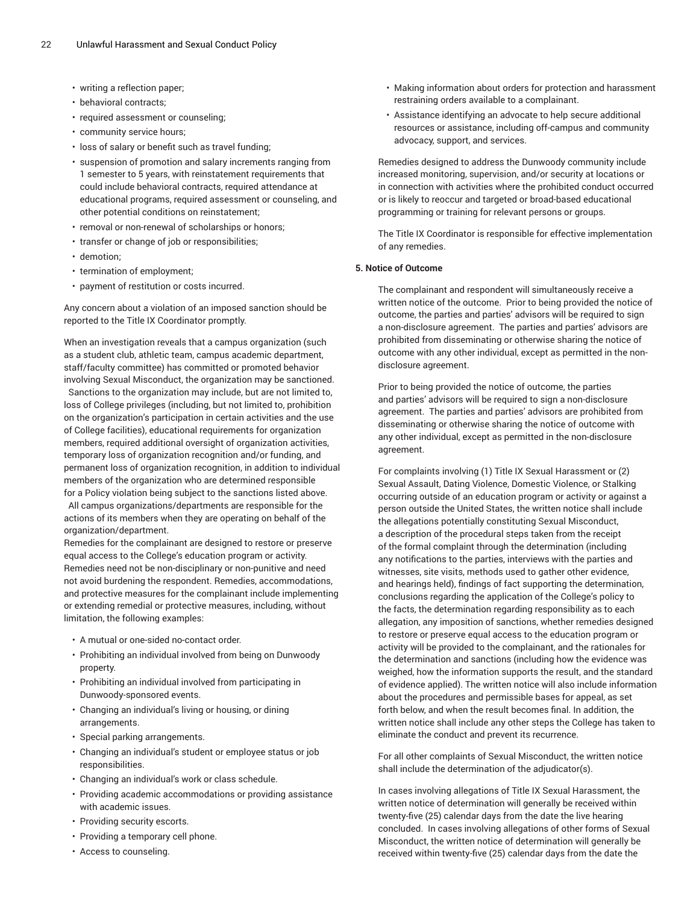- writing a reflection paper;
- behavioral contracts;
- required assessment or counseling;
- community service hours;
- loss of salary or benefit such as travel funding;
- suspension of promotion and salary increments ranging from 1 semester to 5 years, with reinstatement requirements that could include behavioral contracts, required attendance at educational programs, required assessment or counseling, and other potential conditions on reinstatement;
- removal or non-renewal of scholarships or honors;
- transfer or change of job or responsibilities;
- demotion;
- termination of employment;
- payment of restitution or costs incurred.

Any concern about a violation of an imposed sanction should be reported to the Title IX Coordinator promptly.

When an investigation reveals that a campus organization (such as a student club, athletic team, campus academic department, staff/faculty committee) has committed or promoted behavior involving Sexual Misconduct, the organization may be sanctioned. Sanctions to the organization may include, but are not limited to, loss of College privileges (including, but not limited to, prohibition on the organization's participation in certain activities and the use of College facilities), educational requirements for organization members, required additional oversight of organization activities, temporary loss of organization recognition and/or funding, and permanent loss of organization recognition, in addition to individual members of the organization who are determined responsible for a Policy violation being subject to the sanctions listed above. All campus organizations/departments are responsible for the actions of its members when they are operating on behalf of the organization/department.

Remedies for the complainant are designed to restore or preserve equal access to the College's education program or activity. Remedies need not be non-disciplinary or non-punitive and need not avoid burdening the respondent. Remedies, accommodations, and protective measures for the complainant include implementing or extending remedial or protective measures, including, without limitation, the following examples:

- A mutual or one-sided no-contact order.
- Prohibiting an individual involved from being on Dunwoody property.
- Prohibiting an individual involved from participating in Dunwoody-sponsored events.
- Changing an individual's living or housing, or dining arrangements.
- Special parking arrangements.
- Changing an individual's student or employee status or job responsibilities.
- Changing an individual's work or class schedule.
- Providing academic accommodations or providing assistance with academic issues.
- Providing security escorts.
- Providing a temporary cell phone.
- Access to counseling.
- Making information about orders for protection and harassment restraining orders available to a complainant.
- Assistance identifying an advocate to help secure additional resources or assistance, including off-campus and community advocacy, support, and services.

Remedies designed to address the Dunwoody community include increased monitoring, supervision, and/or security at locations or in connection with activities where the prohibited conduct occurred or is likely to reoccur and targeted or broad-based educational programming or training for relevant persons or groups.

The Title IX Coordinator is responsible for effective implementation of any remedies.

**5. Notice of Outcome**

The complainant and respondent will simultaneously receive a written notice of the outcome. Prior to being provided the notice of outcome, the parties and parties' advisors will be required to sign a non-disclosure agreement. The parties and parties' advisors are prohibited from disseminating or otherwise sharing the notice of outcome with any other individual, except as permitted in the non-disclosure agreement.

Prior to being provided the notice of outcome, the parties and parties' advisors will be required to sign a non-disclosure agreement. The parties and parties' advisors are prohibited from disseminating or otherwise sharing the notice of outcome with any other individual, except as permitted in the non-disclosure agreement.

For complaints involving (1) Title IX Sexual Harassment or (2) Sexual Assault, Dating Violence, Domestic Violence, or Stalking occurring outside of an education program or activity or against a person outside the United States, the written notice shall include the allegations potentially constituting Sexual Misconduct, a description of the procedural steps taken from the receipt of the formal complaint through the determination (including any notifications to the parties, interviews with the parties and witnesses, site visits, methods used to gather other evidence, and hearings held), findings of fact supporting the determination, conclusions regarding the application of the College's policy to the facts, the determination regarding responsibility as to each allegation, any imposition of sanctions, whether remedies designed to restore or preserve equal access to the education program or activity will be provided to the complainant, and the rationales for the determination and sanctions (including how the evidence was weighed, how the information supports the result, and the standard of evidence applied). The written notice will also include information about the procedures and permissible bases for appeal, as set forth below, and when the result becomes final. In addition, the written notice shall include any other steps the College has taken to eliminate the conduct and prevent its recurrence.

For all other complaints of Sexual Misconduct, the written notice shall include the determination of the adjudicator(s).

In cases involving allegations of Title IX Sexual Harassment, the written notice of determination will generally be received within twenty-five (25) calendar days from the date the live hearing concluded. In cases involving allegations of other forms of Sexual Misconduct, the written notice of determination will generally be received within twenty-five (25) calendar days from the date the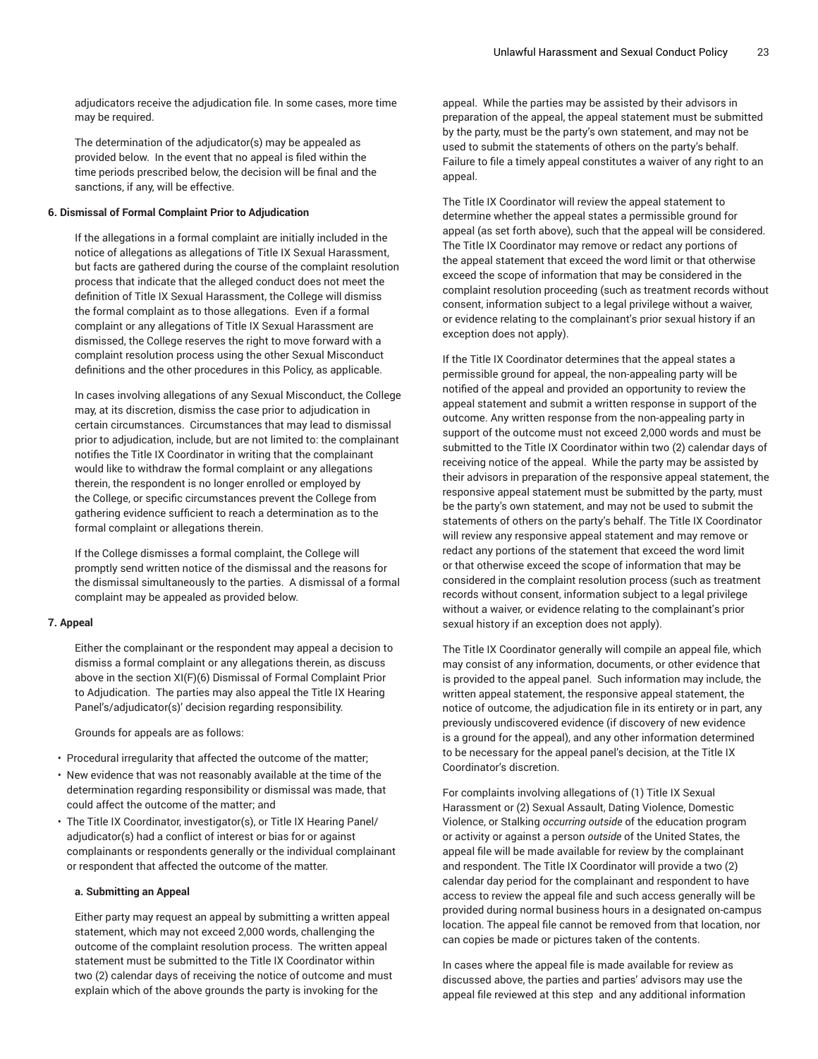adjudicators receive the adjudication file. In some cases, more time may be required.

The determination of the adjudicator(s) may be appealed as provided below. In the event that no appeal is filed within the time periods prescribed below, the decision will be final and the sanctions, if any, will be effective.

**6. Dismissal of Formal Complaint Prior to Adjudication**

If the allegations in a formal complaint are initially included in the notice of allegations as allegations of Title IX Sexual Harassment, but facts are gathered during the course of the complaint resolution process that indicate that the alleged conduct does not meet the definition of Title IX Sexual Harassment, the College will dismiss the formal complaint as to those allegations. Even if a formal complaint or any allegations of Title IX Sexual Harassment are dismissed, the College reserves the right to move forward with a complaint resolution process using the other Sexual Misconduct definitions and the other procedures in this Policy, as applicable.

In cases involving allegations of any Sexual Misconduct, the College may, at its discretion, dismiss the case prior to adjudication in certain circumstances. Circumstances that may lead to dismissal prior to adjudication, include, but are not limited to: the complainant notifies the Title IX Coordinator in writing that the complainant would like to withdraw the formal complaint or any allegations therein, the respondent is no longer enrolled or employed by the College, or specific circumstances prevent the College from gathering evidence sufficient to reach a determination as to the formal complaint or allegations therein.

If the College dismisses a formal complaint, the College will promptly send written notice of the dismissal and the reasons for the dismissal simultaneously to the parties. A dismissal of a formal complaint may be appealed as provided below.

**7. Appeal**

Either the complainant or the respondent may appeal a decision to dismiss a formal complaint or any allegations therein, as discuss above in the section XI(F)(6) Dismissal of Formal Complaint Prior to Adjudication. The parties may also appeal the Title IX Hearing Panel's/adjudicator(s)' decision regarding responsibility.

Grounds for appeals are as follows:

- Procedural irregularity that affected the outcome of the matter;
- New evidence that was not reasonably available at the time of the determination regarding responsibility or dismissal was made, that could affect the outcome of the matter; and
- The Title IX Coordinator, investigator(s), or Title IX Hearing Panel/adjudicator(s) had a conflict of interest or bias for or against complainants or respondents generally or the individual complainant or respondent that affected the outcome of the matter.

**a. Submitting an Appeal**

Either party may request an appeal by submitting a written appeal statement, which may not exceed 2,000 words, challenging the outcome of the complaint resolution process. The written appeal statement must be submitted to the Title IX Coordinator within two (2) calendar days of receiving the notice of outcome and must explain which of the above grounds the party is invoking for the appeal. While the parties may be assisted by their advisors in preparation of the appeal, the appeal statement must be submitted by the party, must be the party's own statement, and may not be used to submit the statements of others on the party's behalf. Failure to file a timely appeal constitutes a waiver of any right to an appeal.

The Title IX Coordinator will review the appeal statement to determine whether the appeal states a permissible ground for appeal (as set forth above), such that the appeal will be considered. The Title IX Coordinator may remove or redact any portions of the appeal statement that exceed the word limit or that otherwise exceed the scope of information that may be considered in the complaint resolution proceeding (such as treatment records without consent, information subject to a legal privilege without a waiver, or evidence relating to the complainant's prior sexual history if an exception does not apply).

If the Title IX Coordinator determines that the appeal states a permissible ground for appeal, the non-appealing party will be notified of the appeal and provided an opportunity to review the appeal statement and submit a written response in support of the outcome. Any written response from the non-appealing party in support of the outcome must not exceed 2,000 words and must be submitted to the Title IX Coordinator within two (2) calendar days of receiving notice of the appeal. While the party may be assisted by their advisors in preparation of the responsive appeal statement, the responsive appeal statement must be submitted by the party, must be the party's own statement, and may not be used to submit the statements of others on the party's behalf. The Title IX Coordinator will review any responsive appeal statement and may remove or redact any portions of the statement that exceed the word limit or that otherwise exceed the scope of information that may be considered in the complaint resolution process (such as treatment records without consent, information subject to a legal privilege without a waiver, or evidence relating to the complainant's prior sexual history if an exception does not apply).

The Title IX Coordinator generally will compile an appeal file, which may consist of any information, documents, or other evidence that is provided to the appeal panel. Such information may include, the written appeal statement, the responsive appeal statement, the notice of outcome, the adjudication file in its entirety or in part, any previously undiscovered evidence (if discovery of new evidence is a ground for the appeal), and any other information determined to be necessary for the appeal panel's decision, at the Title IX Coordinator's discretion.

For complaints involving allegations of (1) Title IX Sexual Harassment or (2) Sexual Assault, Dating Violence, Domestic Violence, or Stalking *occurring outside* of the education program or activity or against a person *outside* of the United States, the appeal file will be made available for review by the complainant and respondent. The Title IX Coordinator will provide a two (2) calendar day period for the complainant and respondent to have access to review the appeal file and such access generally will be provided during normal business hours in a designated on-campus location. The appeal file cannot be removed from that location, nor can copies be made or pictures taken of the contents.

In cases where the appeal file is made available for review as discussed above, the parties and parties' advisors may use the appeal file reviewed at this step and any additional information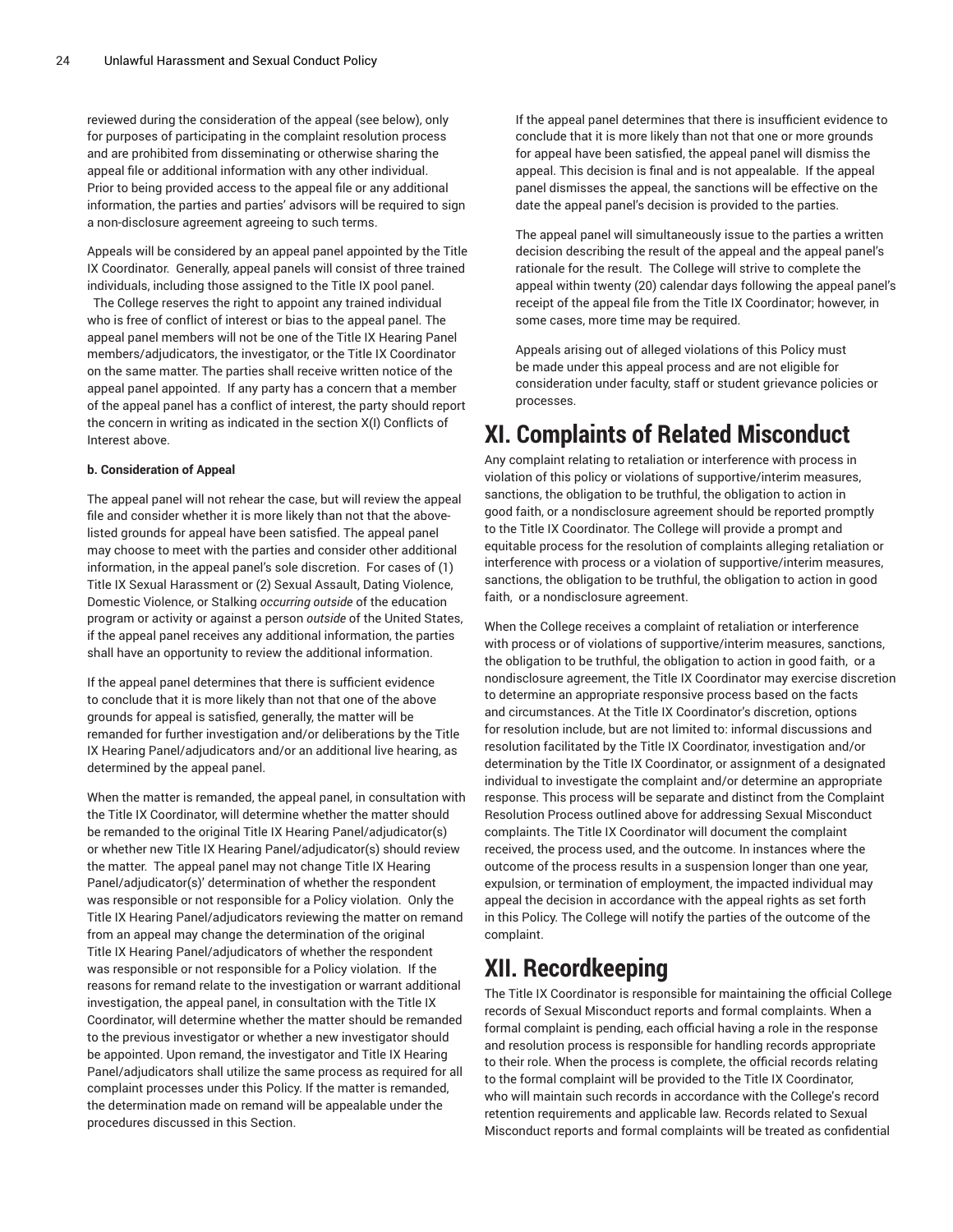reviewed during the consideration of the appeal (see below), only for purposes of participating in the complaint resolution process and are prohibited from disseminating or otherwise sharing the appeal file or additional information with any other individual. Prior to being provided access to the appeal file or any additional information, the parties and parties' advisors will be required to sign a non-disclosure agreement agreeing to such terms.

Appeals will be considered by an appeal panel appointed by the Title IX Coordinator. Generally, appeal panels will consist of three trained individuals, including those assigned to the Title IX pool panel. The College reserves the right to appoint any trained individual who is free of conflict of interest or bias to the appeal panel. The appeal panel members will not be one of the Title IX Hearing Panel members/adjudicators, the investigator, or the Title IX Coordinator on the same matter. The parties shall receive written notice of the appeal panel appointed. If any party has a concern that a member of the appeal panel has a conflict of interest, the party should report the concern in writing as indicated in the section X(I) Conflicts of Interest above.

**b. Consideration of Appeal**

The appeal panel will not rehear the case, but will review the appeal file and consider whether it is more likely than not that the above-listed grounds for appeal have been satisfied. The appeal panel may choose to meet with the parties and consider other additional information, in the appeal panel's sole discretion. For cases of (1) Title IX Sexual Harassment or (2) Sexual Assault, Dating Violence, Domestic Violence, or Stalking *occurring outside* of the education program or activity or against a person *outside* of the United States, if the appeal panel receives any additional information, the parties shall have an opportunity to review the additional information.

If the appeal panel determines that there is sufficient evidence to conclude that it is more likely than not that one of the above grounds for appeal is satisfied, generally, the matter will be remanded for further investigation and/or deliberations by the Title IX Hearing Panel/adjudicators and/or an additional live hearing, as determined by the appeal panel.

When the matter is remanded, the appeal panel, in consultation with the Title IX Coordinator, will determine whether the matter should be remanded to the original Title IX Hearing Panel/adjudicator(s) or whether new Title IX Hearing Panel/adjudicator(s) should review the matter. The appeal panel may not change Title IX Hearing Panel/adjudicator(s)' determination of whether the respondent was responsible or not responsible for a Policy violation. Only the Title IX Hearing Panel/adjudicators reviewing the matter on remand from an appeal may change the determination of the original Title IX Hearing Panel/adjudicators of whether the respondent was responsible or not responsible for a Policy violation. If the reasons for remand relate to the investigation or warrant additional investigation, the appeal panel, in consultation with the Title IX Coordinator, will determine whether the matter should be remanded to the previous investigator or whether a new investigator should be appointed. Upon remand, the investigator and Title IX Hearing Panel/adjudicators shall utilize the same process as required for all complaint processes under this Policy. If the matter is remanded, the determination made on remand will be appealable under the procedures discussed in this Section.

If the appeal panel determines that there is insufficient evidence to conclude that it is more likely than not that one or more grounds for appeal have been satisfied, the appeal panel will dismiss the appeal. This decision is final and is not appealable. If the appeal panel dismisses the appeal, the sanctions will be effective on the date the appeal panel's decision is provided to the parties.

The appeal panel will simultaneously issue to the parties a written decision describing the result of the appeal and the appeal panel's rationale for the result. The College will strive to complete the appeal within twenty (20) calendar days following the appeal panel's receipt of the appeal file from the Title IX Coordinator; however, in some cases, more time may be required.

Appeals arising out of alleged violations of this Policy must be made under this appeal process and are not eligible for consideration under faculty, staff or student grievance policies or processes.

# XI. Complaints of Related Misconduct

Any complaint relating to retaliation or interference with process in violation of this policy or violations of supportive/interim measures, sanctions, the obligation to be truthful, the obligation to action in good faith, or a nondisclosure agreement should be reported promptly to the Title IX Coordinator. The College will provide a prompt and equitable process for the resolution of complaints alleging retaliation or interference with process or a violation of supportive/interim measures, sanctions, the obligation to be truthful, the obligation to action in good faith, or a nondisclosure agreement.

When the College receives a complaint of retaliation or interference with process or of violations of supportive/interim measures, sanctions, the obligation to be truthful, the obligation to action in good faith, or a nondisclosure agreement, the Title IX Coordinator may exercise discretion to determine an appropriate responsive process based on the facts and circumstances. At the Title IX Coordinator's discretion, options for resolution include, but are not limited to: informal discussions and resolution facilitated by the Title IX Coordinator, investigation and/or determination by the Title IX Coordinator, or assignment of a designated individual to investigate the complaint and/or determine an appropriate response. This process will be separate and distinct from the Complaint Resolution Process outlined above for addressing Sexual Misconduct complaints. The Title IX Coordinator will document the complaint received, the process used, and the outcome. In instances where the outcome of the process results in a suspension longer than one year, expulsion, or termination of employment, the impacted individual may appeal the decision in accordance with the appeal rights as set forth in this Policy. The College will notify the parties of the outcome of the complaint.

# XII. Recordkeeping

The Title IX Coordinator is responsible for maintaining the official College records of Sexual Misconduct reports and formal complaints. When a formal complaint is pending, each official having a role in the response and resolution process is responsible for handling records appropriate to their role. When the process is complete, the official records relating to the formal complaint will be provided to the Title IX Coordinator, who will maintain such records in accordance with the College's record retention requirements and applicable law. Records related to Sexual Misconduct reports and formal complaints will be treated as confidential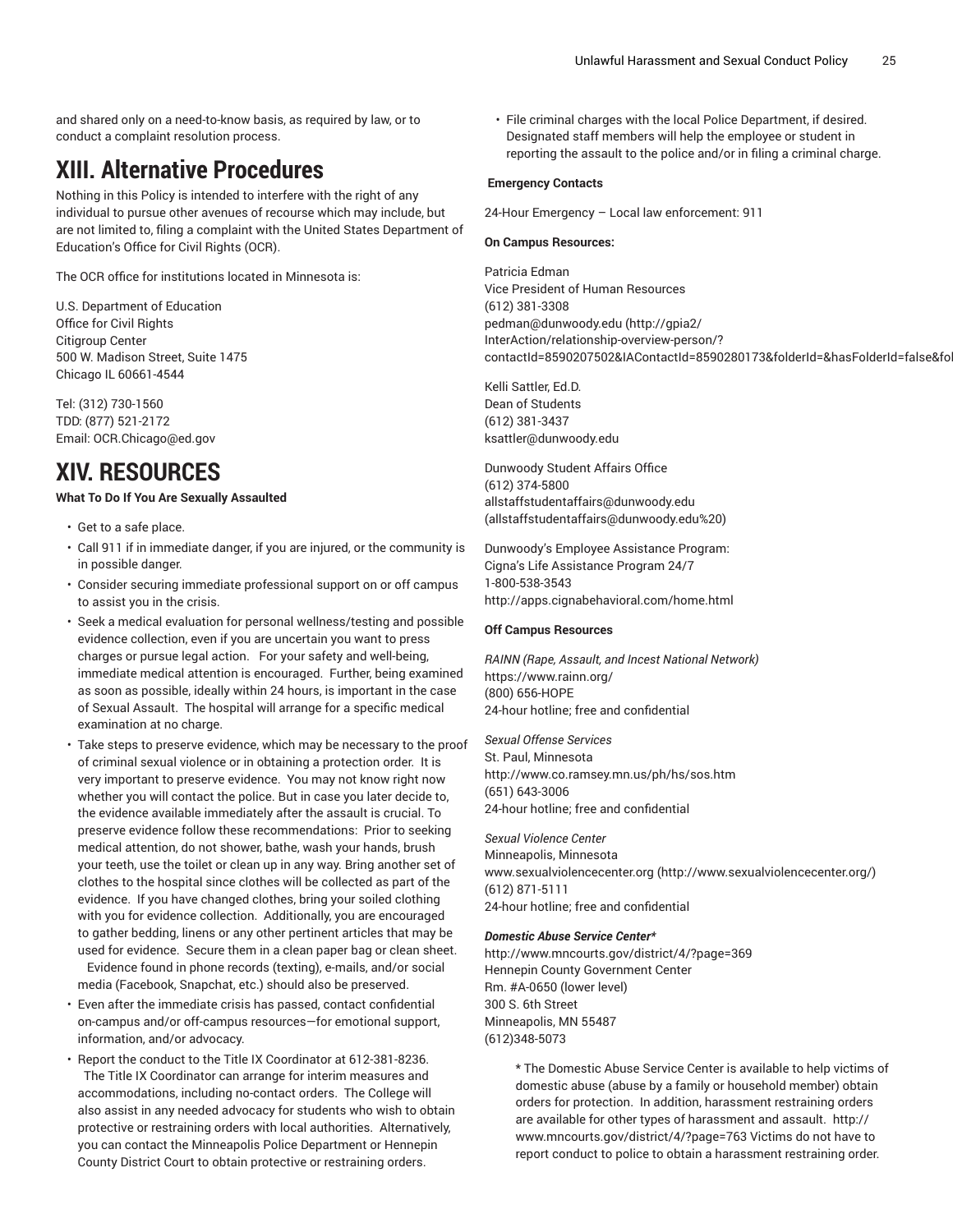and shared only on a need-to-know basis, as required by law, or to conduct a complaint resolution process.

# XIII. Alternative Procedures

Nothing in this Policy is intended to interfere with the right of any individual to pursue other avenues of recourse which may include, but are not limited to, filing a complaint with the United States Department of Education's Office for Civil Rights (OCR).

The OCR office for institutions located in Minnesota is:

U.S. Department of Education
Office for Civil Rights
Citigroup Center
500 W. Madison Street, Suite 1475
Chicago IL 60661-4544

Tel: (312) 730-1560
TDD: (877) 521-2172
Email: OCR.Chicago@ed.gov

# XIV. RESOURCES

**What To Do If You Are Sexually Assaulted**

- Get to a safe place.
- Call 911 if in immediate danger, if you are injured, or the community is in possible danger.
- Consider securing immediate professional support on or off campus to assist you in the crisis.
- Seek a medical evaluation for personal wellness/testing and possible evidence collection, even if you are uncertain you want to press charges or pursue legal action. For your safety and well-being, immediate medical attention is encouraged. Further, being examined as soon as possible, ideally within 24 hours, is important in the case of Sexual Assault. The hospital will arrange for a specific medical examination at no charge.
- Take steps to preserve evidence, which may be necessary to the proof of criminal sexual violence or in obtaining a protection order. It is very important to preserve evidence. You may not know right now whether you will contact the police. But in case you later decide to, the evidence available immediately after the assault is crucial. To preserve evidence follow these recommendations: Prior to seeking medical attention, do not shower, bathe, wash your hands, brush your teeth, use the toilet or clean up in any way. Bring another set of clothes to the hospital since clothes will be collected as part of the evidence. If you have changed clothes, bring your soiled clothing with you for evidence collection. Additionally, you are encouraged to gather bedding, linens or any other pertinent articles that may be used for evidence. Secure them in a clean paper bag or clean sheet. Evidence found in phone records (texting), e-mails, and/or social media (Facebook, Snapchat, etc.) should also be preserved.
- Even after the immediate crisis has passed, contact confidential on-campus and/or off-campus resources—for emotional support, information, and/or advocacy.
- Report the conduct to the Title IX Coordinator at 612-381-8236. The Title IX Coordinator can arrange for interim measures and accommodations, including no-contact orders. The College will also assist in any needed advocacy for students who wish to obtain protective or restraining orders with local authorities. Alternatively, you can contact the Minneapolis Police Department or Hennepin County District Court to obtain protective or restraining orders.
- File criminal charges with the local Police Department, if desired. Designated staff members will help the employee or student in reporting the assault to the police and/or in filing a criminal charge.

**Emergency Contacts**

24-Hour Emergency – Local law enforcement: 911

**On Campus Resources:**

Patricia Edman
Vice President of Human Resources
(612) 381-3308
pedman@dunwoody.edu (http://gpia2/InterAction/relationship-overview-person/?contactId=8590207502&IAContactId=8590280173&folderId=&hasFolderId=false&fol

Kelli Sattler, Ed.D.
Dean of Students
(612) 381-3437
ksattler@dunwoody.edu

Dunwoody Student Affairs Office
(612) 374-5800
allstaffstudentaffairs@dunwoody.edu
(allstaffstudentaffairs@dunwoody.edu%20)

Dunwoody's Employee Assistance Program:
Cigna's Life Assistance Program 24/7
1-800-538-3543
http://apps.cignabehavioral.com/home.html

**Off Campus Resources**

*RAINN (Rape, Assault, and Incest National Network)*
https://www.rainn.org/
(800) 656-HOPE
24-hour hotline; free and confidential

*Sexual Offense Services*
St. Paul, Minnesota
http://www.co.ramsey.mn.us/ph/hs/sos.htm
(651) 643-3006
24-hour hotline; free and confidential

*Sexual Violence Center*
Minneapolis, Minnesota
www.sexualviolencecenter.org (http://www.sexualviolencecenter.org/)
(612) 871-5111
24-hour hotline; free and confidential

***Domestic Abuse Service Center****
http://www.mncourts.gov/district/4/?page=369
Hennepin County Government Center
Rm. #A-0650 (lower level)
300 S. 6th Street
Minneapolis, MN 55487
(612)348-5073

> * The Domestic Abuse Service Center is available to help victims of domestic abuse (abuse by a family or household member) obtain orders for protection. In addition, harassment restraining orders are available for other types of harassment and assault. http://www.mncourts.gov/district/4/?page=763 Victims do not have to report conduct to police to obtain a harassment restraining order.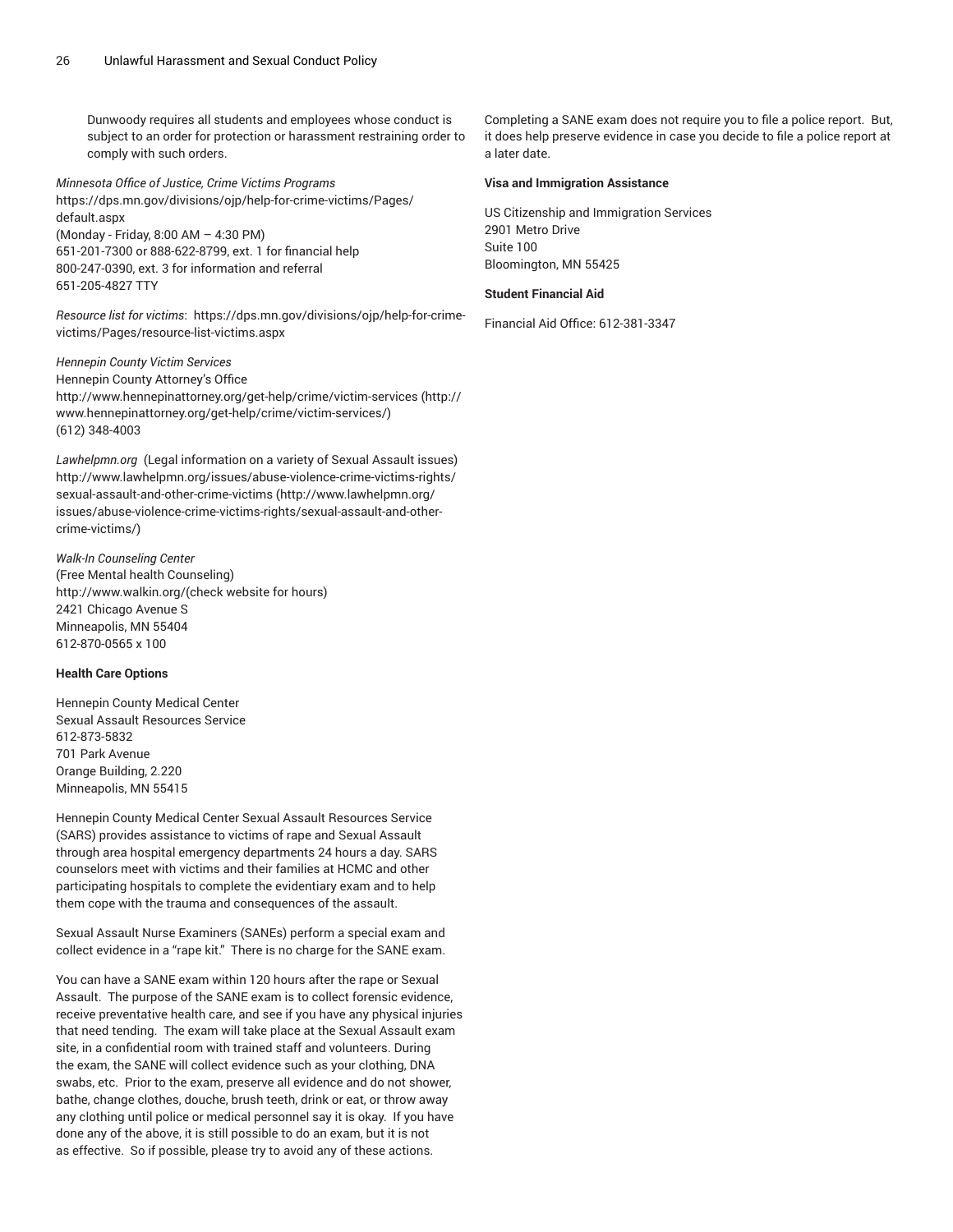Dunwoody requires all students and employees whose conduct is subject to an order for protection or harassment restraining order to comply with such orders.

*Minnesota Office of Justice, Crime Victims Programs*
https://dps.mn.gov/divisions/ojp/help-for-crime-victims/Pages/default.aspx
(Monday - Friday, 8:00 AM – 4:30 PM)
651-201-7300 or 888-622-8799, ext. 1 for financial help
800-247-0390, ext. 3 for information and referral
651-205-4827 TTY

*Resource list for victims*: https://dps.mn.gov/divisions/ojp/help-for-crime-victims/Pages/resource-list-victims.aspx

*Hennepin County Victim Services*
Hennepin County Attorney's Office
http://www.hennepinattorney.org/get-help/crime/victim-services (http://www.hennepinattorney.org/get-help/crime/victim-services/)
(612) 348-4003

*Lawhelpmn.org* (Legal information on a variety of Sexual Assault issues)
http://www.lawhelpmn.org/issues/abuse-violence-crime-victims-rights/sexual-assault-and-other-crime-victims (http://www.lawhelpmn.org/issues/abuse-violence-crime-victims-rights/sexual-assault-and-other-crime-victims/)

*Walk-In Counseling Center*
(Free Mental health Counseling)
http://www.walkin.org/(check website for hours)
2421 Chicago Avenue S
Minneapolis, MN 55404
612-870-0565 x 100

**Health Care Options**

Hennepin County Medical Center
Sexual Assault Resources Service
612-873-5832
701 Park Avenue
Orange Building, 2.220
Minneapolis, MN 55415

Hennepin County Medical Center Sexual Assault Resources Service (SARS) provides assistance to victims of rape and Sexual Assault through area hospital emergency departments 24 hours a day. SARS counselors meet with victims and their families at HCMC and other participating hospitals to complete the evidentiary exam and to help them cope with the trauma and consequences of the assault.

Sexual Assault Nurse Examiners (SANEs) perform a special exam and collect evidence in a "rape kit." There is no charge for the SANE exam.

You can have a SANE exam within 120 hours after the rape or Sexual Assault. The purpose of the SANE exam is to collect forensic evidence, receive preventative health care, and see if you have any physical injuries that need tending. The exam will take place at the Sexual Assault exam site, in a confidential room with trained staff and volunteers. During the exam, the SANE will collect evidence such as your clothing, DNA swabs, etc. Prior to the exam, preserve all evidence and do not shower, bathe, change clothes, douche, brush teeth, drink or eat, or throw away any clothing until police or medical personnel say it is okay. If you have done any of the above, it is still possible to do an exam, but it is not as effective. So if possible, please try to avoid any of these actions.

Completing a SANE exam does not require you to file a police report. But, it does help preserve evidence in case you decide to file a police report at a later date.

**Visa and Immigration Assistance**

US Citizenship and Immigration Services
2901 Metro Drive
Suite 100
Bloomington, MN 55425

**Student Financial Aid**

Financial Aid Office: 612-381-3347